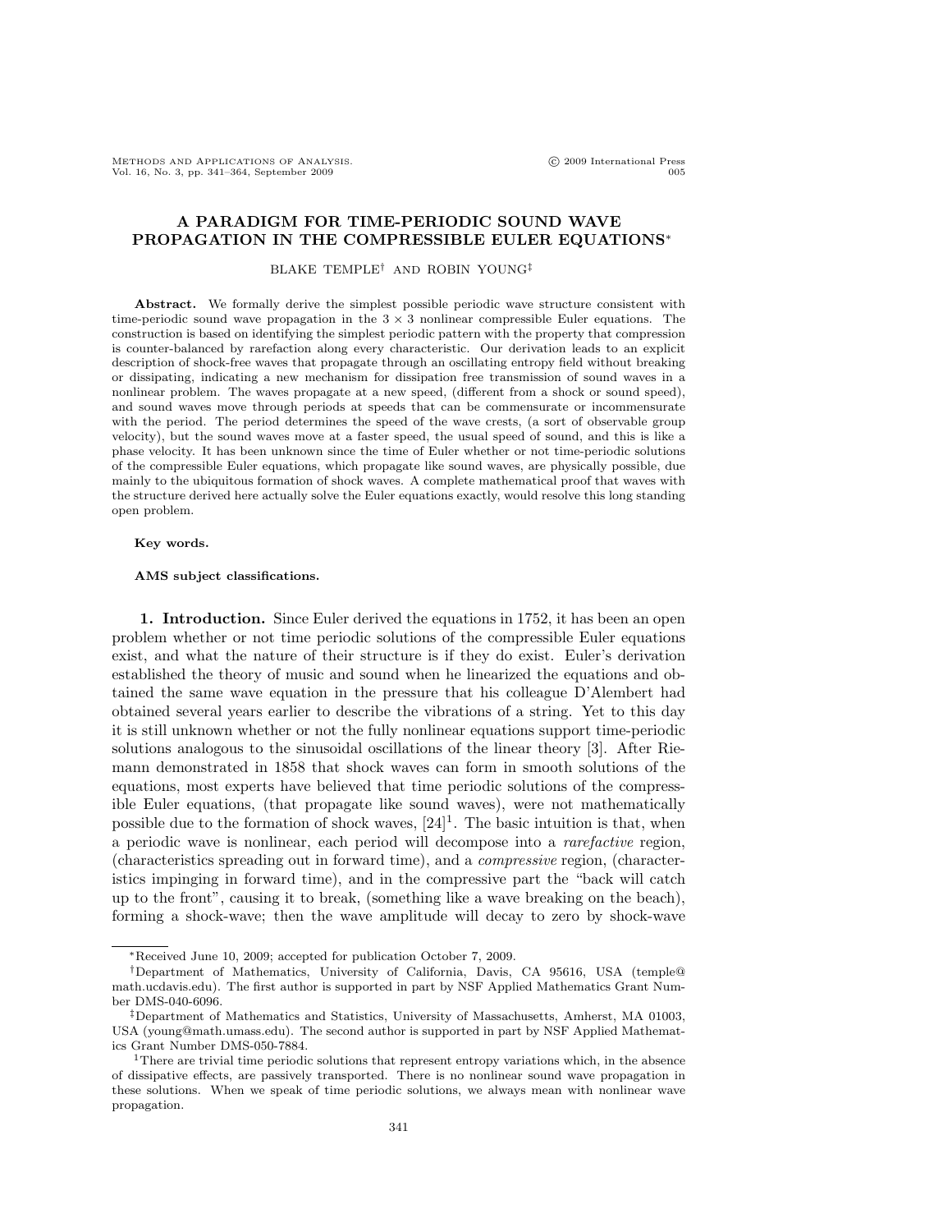# A PARADIGM FOR TIME-PERIODIC SOUND WAVE PROPAGATION IN THE COMPRESSIBLE EULER EQUATIONS*

BLAKE TEMPLE† AND ROBIN YOUNG‡

**Abstract.** We formally derive the simplest possible periodic wave structure consistent with time-periodic sound wave propagation in the $3 \times 3$ nonlinear compressible Euler equations. The construction is based on identifying the simplest periodic pattern with the property that compression is counter-balanced by rarefaction along every characteristic. Our derivation leads to an explicit description of shock-free waves that propagate through an oscillating entropy field without breaking or dissipating, indicating a new mechanism for dissipation free transmission of sound waves in a nonlinear problem. The waves propagate at a new speed, (different from a shock or sound speed), and sound waves move through periods at speeds that can be commensurate or incommensurate with the period. The period determines the speed of the wave crests, (a sort of observable group velocity), but the sound waves move at a faster speed, the usual speed of sound, and this is like a phase velocity. It has been unknown since the time of Euler whether or not time-periodic solutions of the compressible Euler equations, which propagate like sound waves, are physically possible, due mainly to the ubiquitous formation of shock waves. A complete mathematical proof that waves with the structure derived here actually solve the Euler equations exactly, would resolve this long standing open problem.

**Key words.**

**AMS subject classifications.**

## 1. Introduction.

Since Euler derived the equations in 1752, it has been an open problem whether or not time periodic solutions of the compressible Euler equations exist, and what the nature of their structure is if they do exist. Euler's derivation established the theory of music and sound when he linearized the equations and obtained the same wave equation in the pressure that his colleague D'Alembert had obtained several years earlier to describe the vibrations of a string. Yet to this day it is still unknown whether or not the fully nonlinear equations support time-periodic solutions analogous to the sinusoidal oscillations of the linear theory [3]. After Riemann demonstrated in 1858 that shock waves can form in smooth solutions of the equations, most experts have believed that time periodic solutions of the compressible Euler equations, (that propagate like sound waves), were not mathematically possible due to the formation of shock waves, [24][1]. The basic intuition is that, when a periodic wave is nonlinear, each period will decompose into a *rarefactive* region, (characteristics spreading out in forward time), and a *compressive* region, (characteristics impinging in forward time), and in the compressive part the "back will catch up to the front", causing it to break, (something like a wave breaking on the beach), forming a shock-wave; then the wave amplitude will decay to zero by shock-wave

---

*Received June 10, 2009; accepted for publication October 7, 2009.

†Department of Mathematics, University of California, Davis, CA 95616, USA (temple@math.ucdavis.edu). The first author is supported in part by NSF Applied Mathematics Grant Number DMS-040-6096.

‡Department of Mathematics and Statistics, University of Massachusetts, Amherst, MA 01003, USA (young@math.umass.edu). The second author is supported in part by NSF Applied Mathematics Grant Number DMS-050-7884.

[1]There are trivial time periodic solutions that represent entropy variations which, in the absence of dissipative effects, are passively transported. There is no nonlinear sound wave propagation in these solutions. When we speak of time periodic solutions, we always mean with nonlinear wave propagation.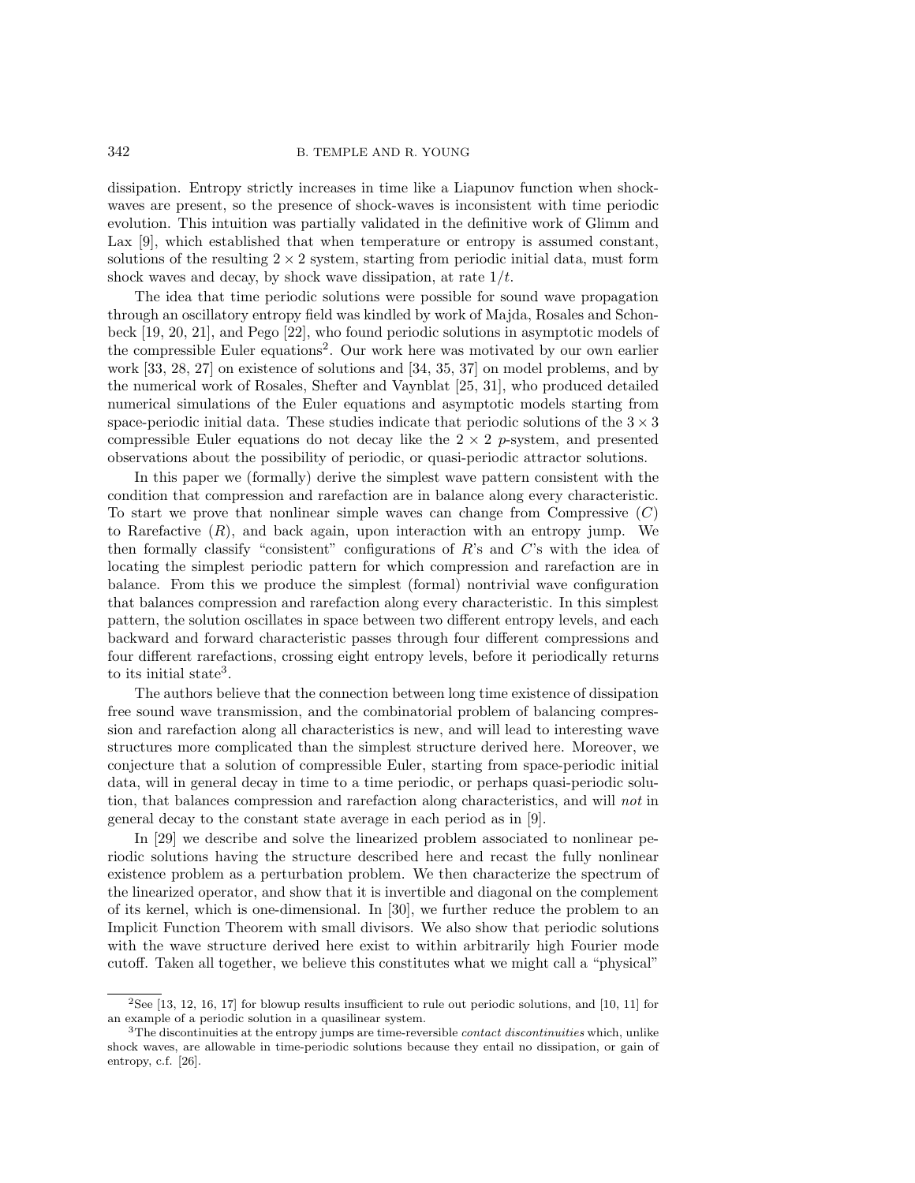dissipation. Entropy strictly increases in time like a Liapunov function when shock-waves are present, so the presence of shock-waves is inconsistent with time periodic evolution. This intuition was partially validated in the definitive work of Glimm and Lax [9], which established that when temperature or entropy is assumed constant, solutions of the resulting $2 \times 2$ system, starting from periodic initial data, must form shock waves and decay, by shock wave dissipation, at rate $1/t$.

The idea that time periodic solutions were possible for sound wave propagation through an oscillatory entropy field was kindled by work of Majda, Rosales and Schonbeck [19, 20, 21], and Pego [22], who found periodic solutions in asymptotic models of the compressible Euler equations[2]. Our work here was motivated by our own earlier work [33, 28, 27] on existence of solutions and [34, 35, 37] on model problems, and by the numerical work of Rosales, Shefter and Vaynblat [25, 31], who produced detailed numerical simulations of the Euler equations and asymptotic models starting from space-periodic initial data. These studies indicate that periodic solutions of the $3 \times 3$ compressible Euler equations do not decay like the $2 \times 2$ $p$-system, and presented observations about the possibility of periodic, or quasi-periodic attractor solutions.

In this paper we (formally) derive the simplest wave pattern consistent with the condition that compression and rarefaction are in balance along every characteristic. To start we prove that nonlinear simple waves can change from Compressive ($C$) to Rarefactive ($R$), and back again, upon interaction with an entropy jump. We then formally classify "consistent" configurations of $R$'s and $C$'s with the idea of locating the simplest periodic pattern for which compression and rarefaction are in balance. From this we produce the simplest (formal) nontrivial wave configuration that balances compression and rarefaction along every characteristic. In this simplest pattern, the solution oscillates in space between two different entropy levels, and each backward and forward characteristic passes through four different compressions and four different rarefactions, crossing eight entropy levels, before it periodically returns to its initial state[3].

The authors believe that the connection between long time existence of dissipation free sound wave transmission, and the combinatorial problem of balancing compression and rarefaction along all characteristics is new, and will lead to interesting wave structures more complicated than the simplest structure derived here. Moreover, we conjecture that a solution of compressible Euler, starting from space-periodic initial data, will in general decay in time to a time periodic, or perhaps quasi-periodic solution, that balances compression and rarefaction along characteristics, and will *not* in general decay to the constant state average in each period as in [9].

In [29] we describe and solve the linearized problem associated to nonlinear periodic solutions having the structure described here and recast the fully nonlinear existence problem as a perturbation problem. We then characterize the spectrum of the linearized operator, and show that it is invertible and diagonal on the complement of its kernel, which is one-dimensional. In [30], we further reduce the problem to an Implicit Function Theorem with small divisors. We also show that periodic solutions with the wave structure derived here exist to within arbitrarily high Fourier mode cutoff. Taken all together, we believe this constitutes what we might call a "physical"

---

[2] See [13, 12, 16, 17] for blowup results insufficient to rule out periodic solutions, and [10, 11] for an example of a periodic solution in a quasilinear system.

[3] The discontinuities at the entropy jumps are time-reversible *contact discontinuities* which, unlike shock waves, are allowable in time-periodic solutions because they entail no dissipation, or gain of entropy, c.f. [26].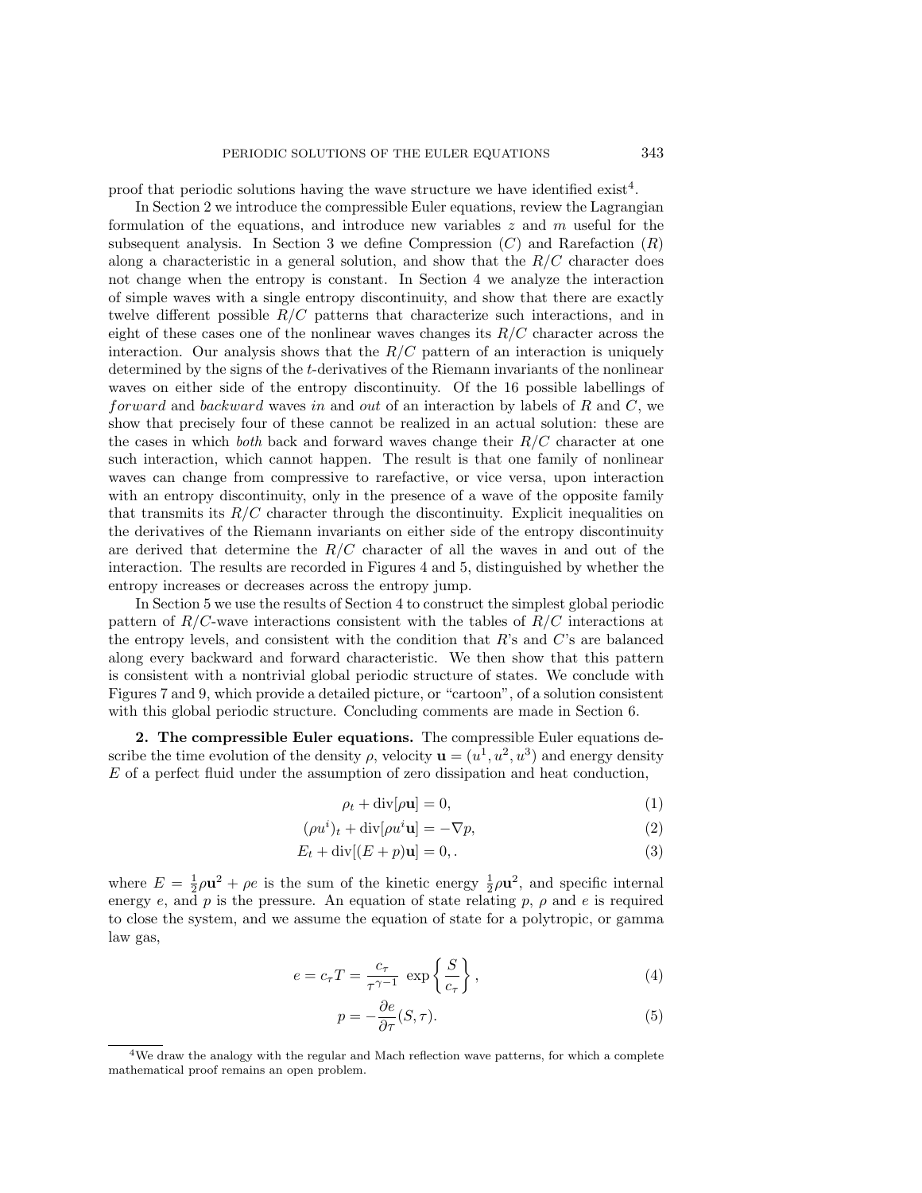proof that periodic solutions having the wave structure we have identified exist[4].

In Section 2 we introduce the compressible Euler equations, review the Lagrangian formulation of the equations, and introduce new variables $z$ and $m$ useful for the subsequent analysis. In Section 3 we define Compression ($C$) and Rarefaction ($R$) along a characteristic in a general solution, and show that the $R/C$ character does not change when the entropy is constant. In Section 4 we analyze the interaction of simple waves with a single entropy discontinuity, and show that there are exactly twelve different possible $R/C$ patterns that characterize such interactions, and in eight of these cases one of the nonlinear waves changes its $R/C$ character across the interaction. Our analysis shows that the $R/C$ pattern of an interaction is uniquely determined by the signs of the $t$-derivatives of the Riemann invariants of the nonlinear waves on either side of the entropy discontinuity. Of the 16 possible labellings of *forward* and *backward* waves *in* and *out* of an interaction by labels of $R$ and $C$, we show that precisely four of these cannot be realized in an actual solution: these are the cases in which *both* back and forward waves change their $R/C$ character at one such interaction, which cannot happen. The result is that one family of nonlinear waves can change from compressive to rarefactive, or vice versa, upon interaction with an entropy discontinuity, only in the presence of a wave of the opposite family that transmits its $R/C$ character through the discontinuity. Explicit inequalities on the derivatives of the Riemann invariants on either side of the entropy discontinuity are derived that determine the $R/C$ character of all the waves in and out of the interaction. The results are recorded in Figures 4 and 5, distinguished by whether the entropy increases or decreases across the entropy jump.

In Section 5 we use the results of Section 4 to construct the simplest global periodic pattern of $R/C$-wave interactions consistent with the tables of $R/C$ interactions at the entropy levels, and consistent with the condition that $R$'s and $C$'s are balanced along every backward and forward characteristic. We then show that this pattern is consistent with a nontrivial global periodic structure of states. We conclude with Figures 7 and 9, which provide a detailed picture, or "cartoon", of a solution consistent with this global periodic structure. Concluding comments are made in Section 6.

**2. The compressible Euler equations.** The compressible Euler equations describe the time evolution of the density $\rho$, velocity $\mathbf{u} = (u^1, u^2, u^3)$ and energy density $E$ of a perfect fluid under the assumption of zero dissipation and heat conduction,

$$\rho_t + \mathrm{div}[\rho\mathbf{u}] = 0, \tag{1}$$

$$(\rho u^i)_t + \mathrm{div}[\rho u^i \mathbf{u}] = -\nabla p, \tag{2}$$

$$E_t + \mathrm{div}[(E + p)\mathbf{u}] = 0,. \tag{3}$$

where $E = \frac{1}{2}\rho\mathbf{u}^2 + \rho e$ is the sum of the kinetic energy $\frac{1}{2}\rho\mathbf{u}^2$, and specific internal energy $e$, and $p$ is the pressure. An equation of state relating $p$, $\rho$ and $e$ is required to close the system, and we assume the equation of state for a polytropic, or gamma law gas,

$$e = c_\tau T = \frac{c_\tau}{\tau^{\gamma-1}} \, \exp\left\{\frac{S}{c_\tau}\right\}, \tag{4}$$

$$p = -\frac{\partial e}{\partial \tau}(S, \tau). \tag{5}$$

[4] We draw the analogy with the regular and Mach reflection wave patterns, for which a complete mathematical proof remains an open problem.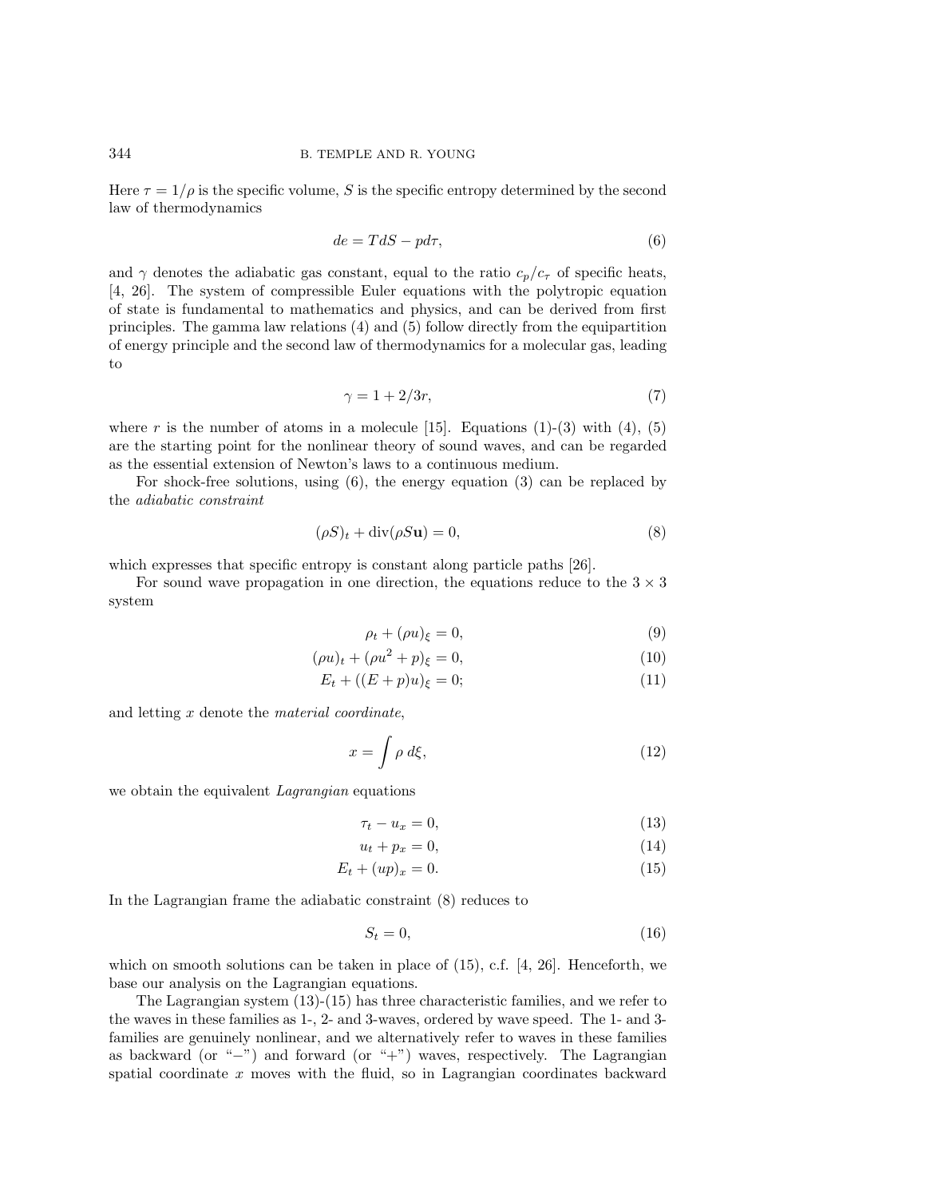Here $\tau = 1/\rho$ is the specific volume, $S$ is the specific entropy determined by the second law of thermodynamics

$$de = TdS - pd\tau, \tag{6}$$

and $\gamma$ denotes the adiabatic gas constant, equal to the ratio $c_p/c_\tau$ of specific heats, [4, 26]. The system of compressible Euler equations with the polytropic equation of state is fundamental to mathematics and physics, and can be derived from first principles. The gamma law relations (4) and (5) follow directly from the equipartition of energy principle and the second law of thermodynamics for a molecular gas, leading to

$$\gamma = 1 + 2/3r, \tag{7}$$

where $r$ is the number of atoms in a molecule [15]. Equations (1)-(3) with (4), (5) are the starting point for the nonlinear theory of sound waves, and can be regarded as the essential extension of Newton's laws to a continuous medium.

For shock-free solutions, using (6), the energy equation (3) can be replaced by the *adiabatic constraint*

$$(\rho S)_t + \mathrm{div}(\rho S \mathbf{u}) = 0, \tag{8}$$

which expresses that specific entropy is constant along particle paths [26].

For sound wave propagation in one direction, the equations reduce to the $3 \times 3$ system

$$\rho_t + (\rho u)_\xi = 0, \tag{9}$$

$$(\rho u)_t + (\rho u^2 + p)_\xi = 0, \tag{10}$$

$$E_t + ((E + p)u)_\xi = 0; \tag{11}$$

and letting $x$ denote the *material coordinate*,

$$x = \int \rho \, d\xi, \tag{12}$$

we obtain the equivalent *Lagrangian* equations

$$\tau_t - u_x = 0, \tag{13}$$

$$u_t + p_x = 0, \tag{14}$$

$$E_t + (up)_x = 0. \tag{15}$$

In the Lagrangian frame the adiabatic constraint (8) reduces to

$$S_t = 0, \tag{16}$$

which on smooth solutions can be taken in place of (15), c.f. [4, 26]. Henceforth, we base our analysis on the Lagrangian equations.

The Lagrangian system (13)-(15) has three characteristic families, and we refer to the waves in these families as 1-, 2- and 3-waves, ordered by wave speed. The 1- and 3-families are genuinely nonlinear, and we alternatively refer to waves in these families as backward (or "$-$") and forward (or "$+$") waves, respectively. The Lagrangian spatial coordinate $x$ moves with the fluid, so in Lagrangian coordinates backward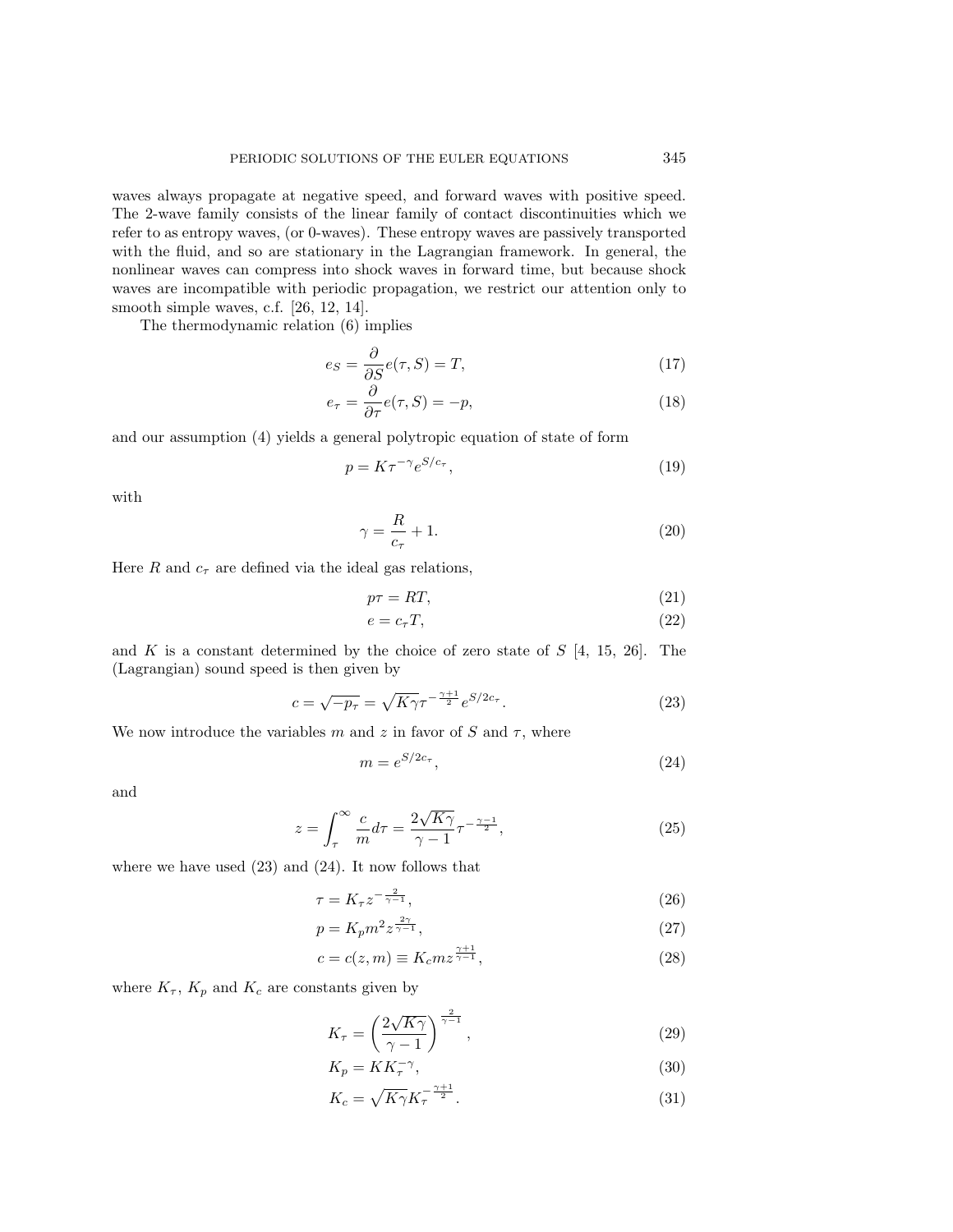waves always propagate at negative speed, and forward waves with positive speed. The 2-wave family consists of the linear family of contact discontinuities which we refer to as entropy waves, (or 0-waves). These entropy waves are passively transported with the fluid, and so are stationary in the Lagrangian framework. In general, the nonlinear waves can compress into shock waves in forward time, but because shock waves are incompatible with periodic propagation, we restrict our attention only to smooth simple waves, c.f. [26, 12, 14].

The thermodynamic relation (6) implies

$$e_S = \frac{\partial}{\partial S} e(\tau, S) = T, \tag{17}$$

$$e_\tau = \frac{\partial}{\partial \tau} e(\tau, S) = -p, \tag{18}$$

and our assumption (4) yields a general polytropic equation of state of form

$$p = K\tau^{-\gamma} e^{S/c_\tau}, \tag{19}$$

with

$$\gamma = \frac{R}{c_\tau} + 1. \tag{20}$$

Here $R$ and $c_\tau$ are defined via the ideal gas relations,

$$p\tau = RT, \tag{21}$$

$$e = c_\tau T, \tag{22}$$

and $K$ is a constant determined by the choice of zero state of $S$ [4, 15, 26]. The (Lagrangian) sound speed is then given by

$$c = \sqrt{-p_\tau} = \sqrt{K\gamma}\,\tau^{-\frac{\gamma+1}{2}} e^{S/2c_\tau}. \tag{23}$$

We now introduce the variables $m$ and $z$ in favor of $S$ and $\tau$, where

$$m = e^{S/2c_\tau}, \tag{24}$$

and

$$z = \int_\tau^\infty \frac{c}{m}\, d\tau = \frac{2\sqrt{K\gamma}}{\gamma - 1}\tau^{-\frac{\gamma-1}{2}}, \tag{25}$$

where we have used (23) and (24). It now follows that

$$\tau = K_\tau z^{-\frac{2}{\gamma-1}}, \tag{26}$$

$$p = K_p m^2 z^{\frac{2\gamma}{\gamma-1}}, \tag{27}$$

$$c = c(z, m) \equiv K_c m z^{\frac{\gamma+1}{\gamma-1}}, \tag{28}$$

where $K_\tau$, $K_p$ and $K_c$ are constants given by

$$K_\tau = \left(\frac{2\sqrt{K\gamma}}{\gamma - 1}\right)^{\frac{2}{\gamma-1}}, \tag{29}$$

$$K_p = K K_\tau^{-\gamma}, \tag{30}$$

$$K_c = \sqrt{K\gamma}\, K_\tau^{-\frac{\gamma+1}{2}}. \tag{31}$$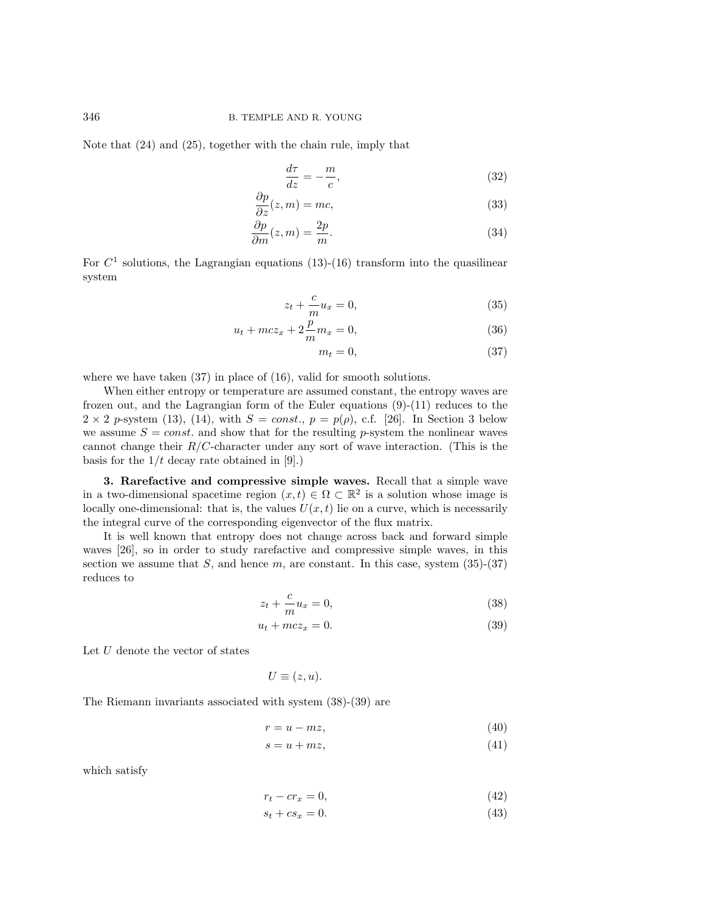Note that (24) and (25), together with the chain rule, imply that

$$\frac{d\tau}{dz} = -\frac{m}{c}, \tag{32}$$

$$\frac{\partial p}{\partial z}(z,m) = mc, \tag{33}$$

$$\frac{\partial p}{\partial m}(z,m) = \frac{2p}{m}. \tag{34}$$

For $C^1$ solutions, the Lagrangian equations (13)-(16) transform into the quasilinear system

$$z_t + \frac{c}{m}u_x = 0, \tag{35}$$

$$u_t + mcz_x + 2\frac{p}{m}m_x = 0, \tag{36}$$

$$m_t = 0, \tag{37}$$

where we have taken (37) in place of (16), valid for smooth solutions.

When either entropy or temperature are assumed constant, the entropy waves are frozen out, and the Lagrangian form of the Euler equations (9)-(11) reduces to the $2 \times 2$ $p$-system (13), (14), with $S = const.$, $p = p(\rho)$, c.f. [26]. In Section 3 below we assume $S = const.$ and show that for the resulting $p$-system the nonlinear waves cannot change their $R/C$-character under any sort of wave interaction. (This is the basis for the $1/t$ decay rate obtained in [9].)

**3. Rarefactive and compressive simple waves.** Recall that a simple wave in a two-dimensional spacetime region $(x,t) \in \Omega \subset \mathbb{R}^2$ is a solution whose image is locally one-dimensional: that is, the values $U(x,t)$ lie on a curve, which is necessarily the integral curve of the corresponding eigenvector of the flux matrix.

It is well known that entropy does not change across back and forward simple waves [26], so in order to study rarefactive and compressive simple waves, in this section we assume that $S$, and hence $m$, are constant. In this case, system (35)-(37) reduces to

$$z_t + \frac{c}{m}u_x = 0, \tag{38}$$

$$u_t + mcz_x = 0. \tag{39}$$

Let $U$ denote the vector of states

$$U \equiv (z,u).$$

The Riemann invariants associated with system (38)-(39) are

$$r = u - mz, \tag{40}$$

$$s = u + mz, \tag{41}$$

which satisfy

$$r_t - cr_x = 0, \tag{42}$$

$$s_t + cs_x = 0. \tag{43}$$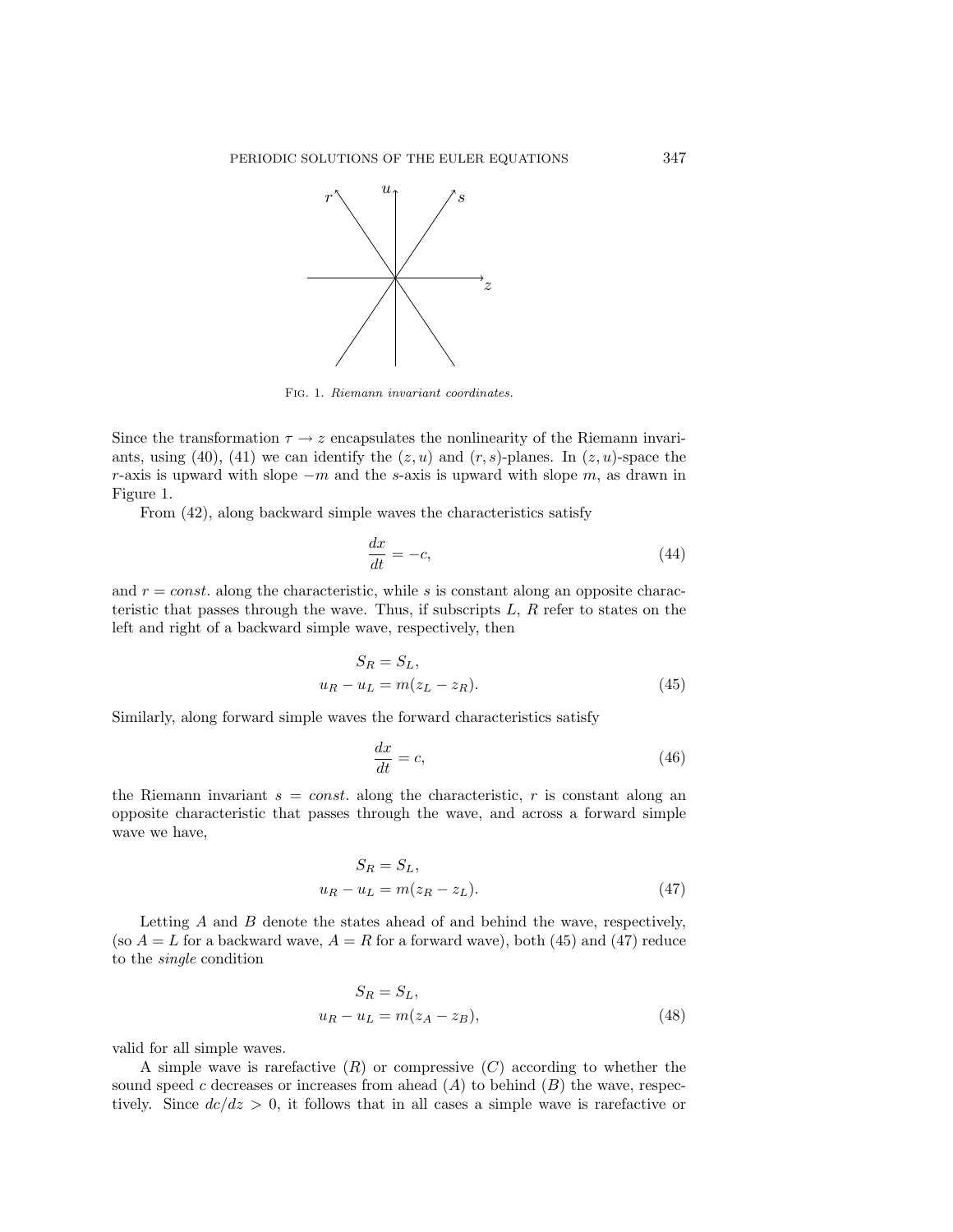FIG. 1. *Riemann invariant coordinates.*

Since the transformation $\tau \to z$ encapsulates the nonlinearity of the Riemann invariants, using (40), (41) we can identify the $(z, u)$ and $(r, s)$-planes. In $(z, u)$-space the $r$-axis is upward with slope $-m$ and the $s$-axis is upward with slope $m$, as drawn in Figure 1.

From (42), along backward simple waves the characteristics satisfy

$$\frac{dx}{dt} = -c, \tag{44}$$

and $r = const.$ along the characteristic, while $s$ is constant along an opposite characteristic that passes through the wave. Thus, if subscripts $L$, $R$ refer to states on the left and right of a backward simple wave, respectively, then

$$\begin{aligned} S_R &= S_L, \\ u_R - u_L &= m(z_L - z_R). \end{aligned} \tag{45}$$

Similarly, along forward simple waves the forward characteristics satisfy

$$\frac{dx}{dt} = c, \tag{46}$$

the Riemann invariant $s = const.$ along the characteristic, $r$ is constant along an opposite characteristic that passes through the wave, and across a forward simple wave we have,

$$\begin{aligned} S_R &= S_L, \\ u_R - u_L &= m(z_R - z_L). \end{aligned} \tag{47}$$

Letting $A$ and $B$ denote the states ahead of and behind the wave, respectively, (so $A = L$ for a backward wave, $A = R$ for a forward wave), both (45) and (47) reduce to the *single* condition

$$\begin{aligned} S_R &= S_L, \\ u_R - u_L &= m(z_A - z_B), \end{aligned} \tag{48}$$

valid for all simple waves.

A simple wave is rarefactive ($R$) or compressive ($C$) according to whether the sound speed $c$ decreases or increases from ahead ($A$) to behind ($B$) the wave, respectively. Since $dc/dz > 0$, it follows that in all cases a simple wave is rarefactive or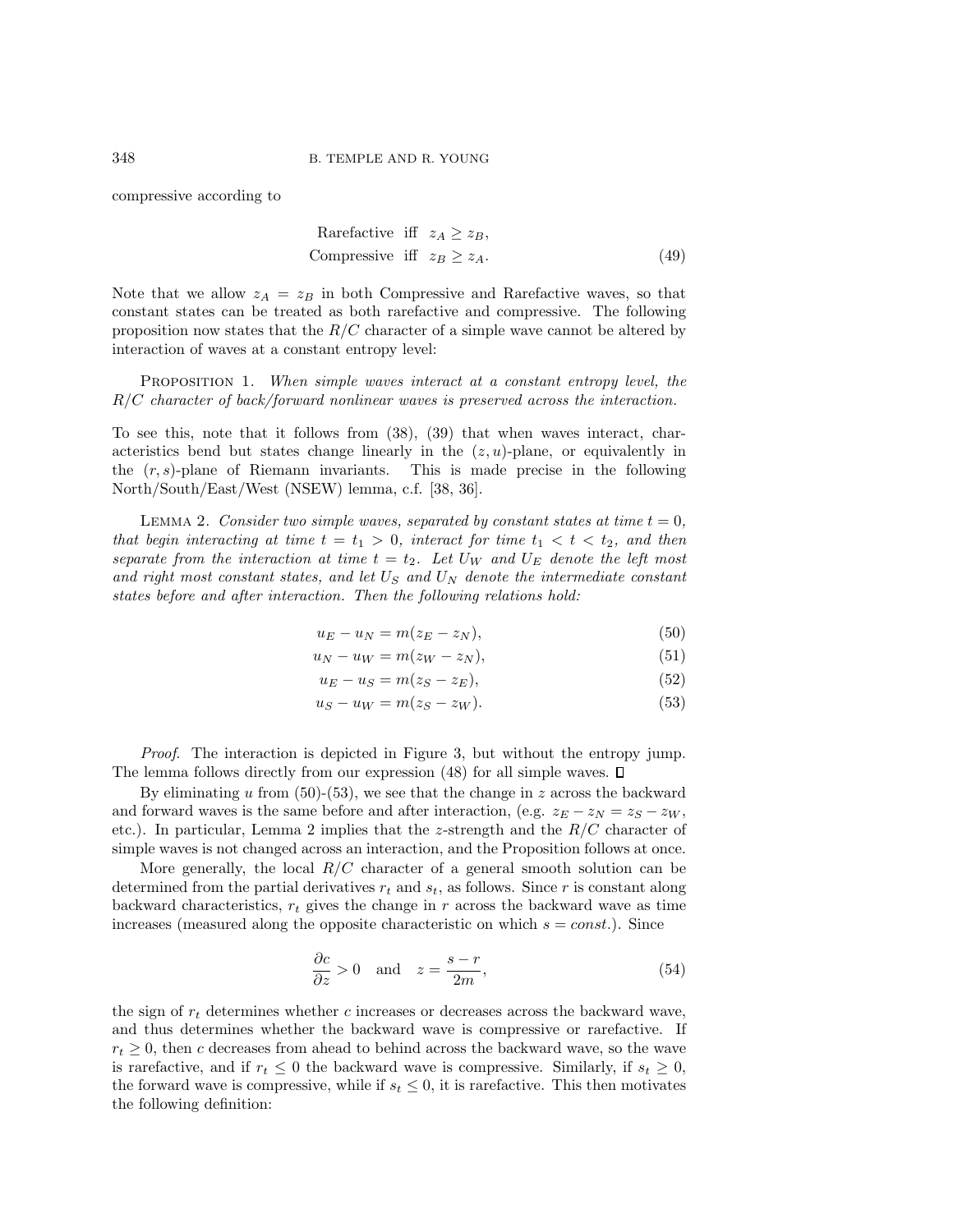compressive according to

$$\begin{aligned} &\text{Rarefactive iff } z_A \geq z_B,\\ &\text{Compressive iff } z_B \geq z_A. \end{aligned} \tag{49}$$

Note that we allow $z_A = z_B$ in both Compressive and Rarefactive waves, so that constant states can be treated as both rarefactive and compressive. The following proposition now states that the $R/C$ character of a simple wave cannot be altered by interaction of waves at a constant entropy level:

PROPOSITION 1. *When simple waves interact at a constant entropy level, the $R/C$ character of back/forward nonlinear waves is preserved across the interaction.*

To see this, note that it follows from (38), (39) that when waves interact, characteristics bend but states change linearly in the $(z, u)$-plane, or equivalently in the $(r, s)$-plane of Riemann invariants. This is made precise in the following North/South/East/West (NSEW) lemma, c.f. [38, 36].

LEMMA 2. *Consider two simple waves, separated by constant states at time $t = 0$, that begin interacting at time $t = t_1 > 0$, interact for time $t_1 < t < t_2$, and then separate from the interaction at time $t = t_2$. Let $U_W$ and $U_E$ denote the left most and right most constant states, and let $U_S$ and $U_N$ denote the intermediate constant states before and after interaction. Then the following relations hold:*

$$u_E - u_N = m(z_E - z_N), \tag{50}$$

$$u_N - u_W = m(z_W - z_N), \tag{51}$$

$$u_E - u_S = m(z_S - z_E), \tag{52}$$

$$u_S - u_W = m(z_S - z_W). \tag{53}$$

*Proof.* The interaction is depicted in Figure 3, but without the entropy jump. The lemma follows directly from our expression (48) for all simple waves. ◻

By eliminating $u$ from (50)-(53), we see that the change in $z$ across the backward and forward waves is the same before and after interaction, (e.g. $z_E - z_N = z_S - z_W$, etc.). In particular, Lemma 2 implies that the $z$-strength and the $R/C$ character of simple waves is not changed across an interaction, and the Proposition follows at once.

More generally, the local $R/C$ character of a general smooth solution can be determined from the partial derivatives $r_t$ and $s_t$, as follows. Since $r$ is constant along backward characteristics, $r_t$ gives the change in $r$ across the backward wave as time increases (measured along the opposite characteristic on which $s = const.$). Since

$$\frac{\partial c}{\partial z} > 0 \quad \text{and} \quad z = \frac{s - r}{2m}, \tag{54}$$

the sign of $r_t$ determines whether $c$ increases or decreases across the backward wave, and thus determines whether the backward wave is compressive or rarefactive. If $r_t \geq 0$, then $c$ decreases from ahead to behind across the backward wave, so the wave is rarefactive, and if $r_t \leq 0$ the backward wave is compressive. Similarly, if $s_t \geq 0$, the forward wave is compressive, while if $s_t \leq 0$, it is rarefactive. This then motivates the following definition: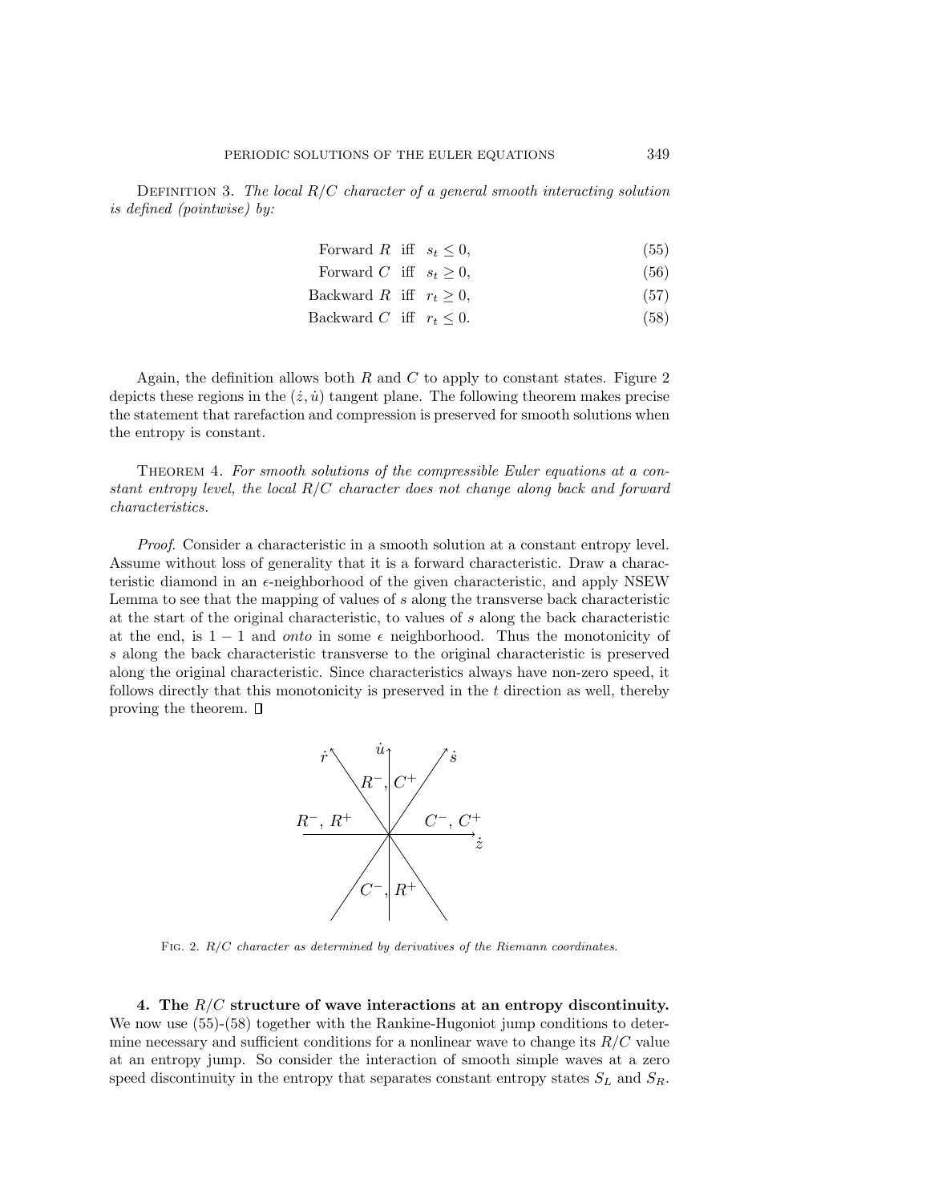**Definition 3.** *The local R/C character of a general smooth interacting solution is defined (pointwise) by:*

$$\text{Forward } R \quad \text{iff} \quad s_t \leq 0, \tag{55}$$

$$\text{Forward } C \quad \text{iff} \quad s_t \geq 0, \tag{56}$$

$$\text{Backward } R \quad \text{iff} \quad r_t \geq 0, \tag{57}$$

$$\text{Backward } C \quad \text{iff} \quad r_t \leq 0. \tag{58}$$

Again, the definition allows both $R$ and $C$ to apply to constant states. Figure 2 depicts these regions in the $(\dot{z}, \dot{u})$ tangent plane. The following theorem makes precise the statement that rarefaction and compression is preserved for smooth solutions when the entropy is constant.

**Theorem 4.** *For smooth solutions of the compressible Euler equations at a constant entropy level, the local R/C character does not change along back and forward characteristics.*

*Proof.* Consider a characteristic in a smooth solution at a constant entropy level. Assume without loss of generality that it is a forward characteristic. Draw a characteristic diamond in an $\epsilon$-neighborhood of the given characteristic, and apply NSEW Lemma to see that the mapping of values of $s$ along the transverse back characteristic at the start of the original characteristic, to values of $s$ along the back characteristic at the end, is $1-1$ and *onto* in some $\epsilon$ neighborhood. Thus the monotonicity of $s$ along the back characteristic transverse to the original characteristic is preserved along the original characteristic. Since characteristics always have non-zero speed, it follows directly that this monotonicity is preserved in the $t$ direction as well, thereby proving the theorem. ∎

Fig. 2. *R/C character as determined by derivatives of the Riemann coordinates.*

## 4. The R/C structure of wave interactions at an entropy discontinuity.

We now use (55)-(58) together with the Rankine-Hugoniot jump conditions to determine necessary and sufficient conditions for a nonlinear wave to change its $R/C$ value at an entropy jump. So consider the interaction of smooth simple waves at a zero speed discontinuity in the entropy that separates constant entropy states $S_L$ and $S_R$.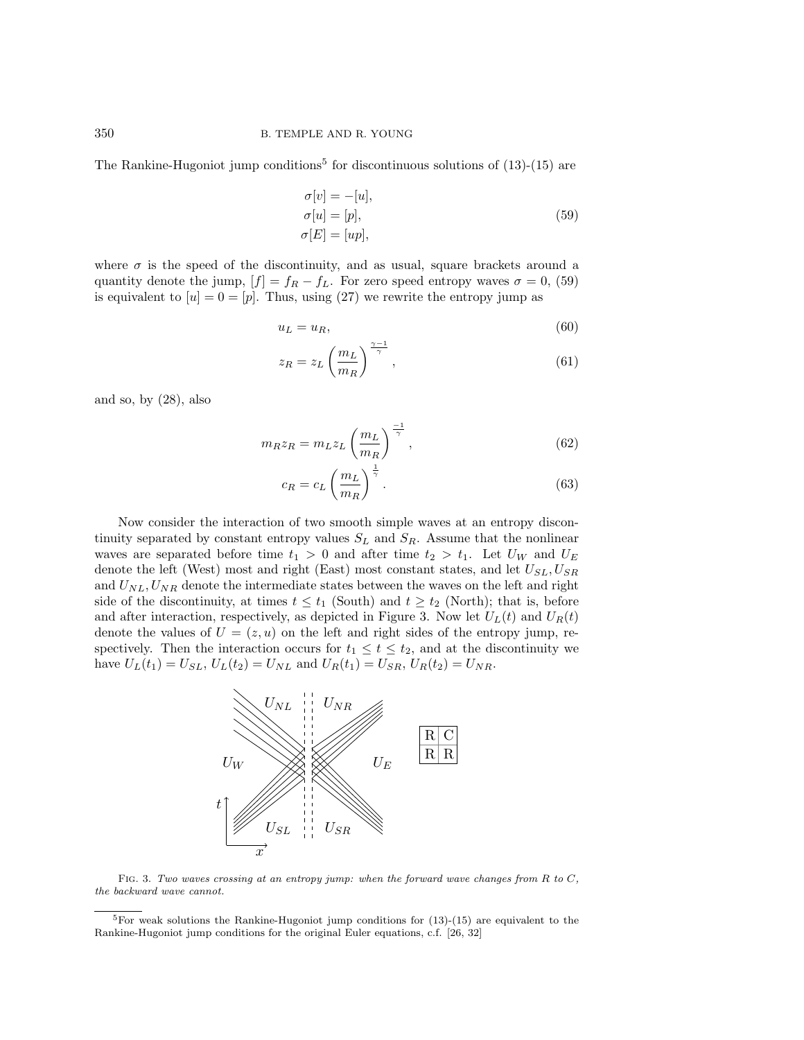The Rankine-Hugoniot jump conditions[5] for discontinuous solutions of (13)-(15) are

$$
\begin{aligned}
\sigma[v] &= -[u], \\
\sigma[u] &= [p], \\
\sigma[E] &= [up],
\end{aligned}
\tag{59}
$$

where $\sigma$ is the speed of the discontinuity, and as usual, square brackets around a quantity denote the jump, $[f] = f_R - f_L$. For zero speed entropy waves $\sigma = 0$, (59) is equivalent to $[u] = 0 = [p]$. Thus, using (27) we rewrite the entropy jump as

$$
u_L = u_R, \tag{60}
$$

$$
z_R = z_L \left(\frac{m_L}{m_R}\right)^{\frac{\gamma-1}{\gamma}}, \tag{61}
$$

and so, by (28), also

$$
m_R z_R = m_L z_L \left(\frac{m_L}{m_R}\right)^{\frac{-1}{\gamma}}, \tag{62}
$$

$$
c_R = c_L \left(\frac{m_L}{m_R}\right)^{\frac{1}{\gamma}}. \tag{63}
$$

Now consider the interaction of two smooth simple waves at an entropy discontinuity separated by constant entropy values $S_L$ and $S_R$. Assume that the nonlinear waves are separated before time $t_1 > 0$ and after time $t_2 > t_1$. Let $U_W$ and $U_E$ denote the left (West) most and right (East) most constant states, and let $U_{SL}, U_{SR}$ and $U_{NL}, U_{NR}$ denote the intermediate states between the waves on the left and right side of the discontinuity, at times $t \leq t_1$ (South) and $t \geq t_2$ (North); that is, before and after interaction, respectively, as depicted in Figure 3. Now let $U_L(t)$ and $U_R(t)$ denote the values of $U = (z, u)$ on the left and right sides of the entropy jump, respectively. Then the interaction occurs for $t_1 \leq t \leq t_2$, and at the discontinuity we have $U_L(t_1) = U_{SL}$, $U_L(t_2) = U_{NL}$ and $U_R(t_1) = U_{SR}$, $U_R(t_2) = U_{NR}$.

| R | C |
|---|---|
| R | R |

FIG. 3. *Two waves crossing at an entropy jump: when the forward wave changes from R to C, the backward wave cannot.*

[5] For weak solutions the Rankine-Hugoniot jump conditions for (13)-(15) are equivalent to the Rankine-Hugoniot jump conditions for the original Euler equations, c.f. [26, 32]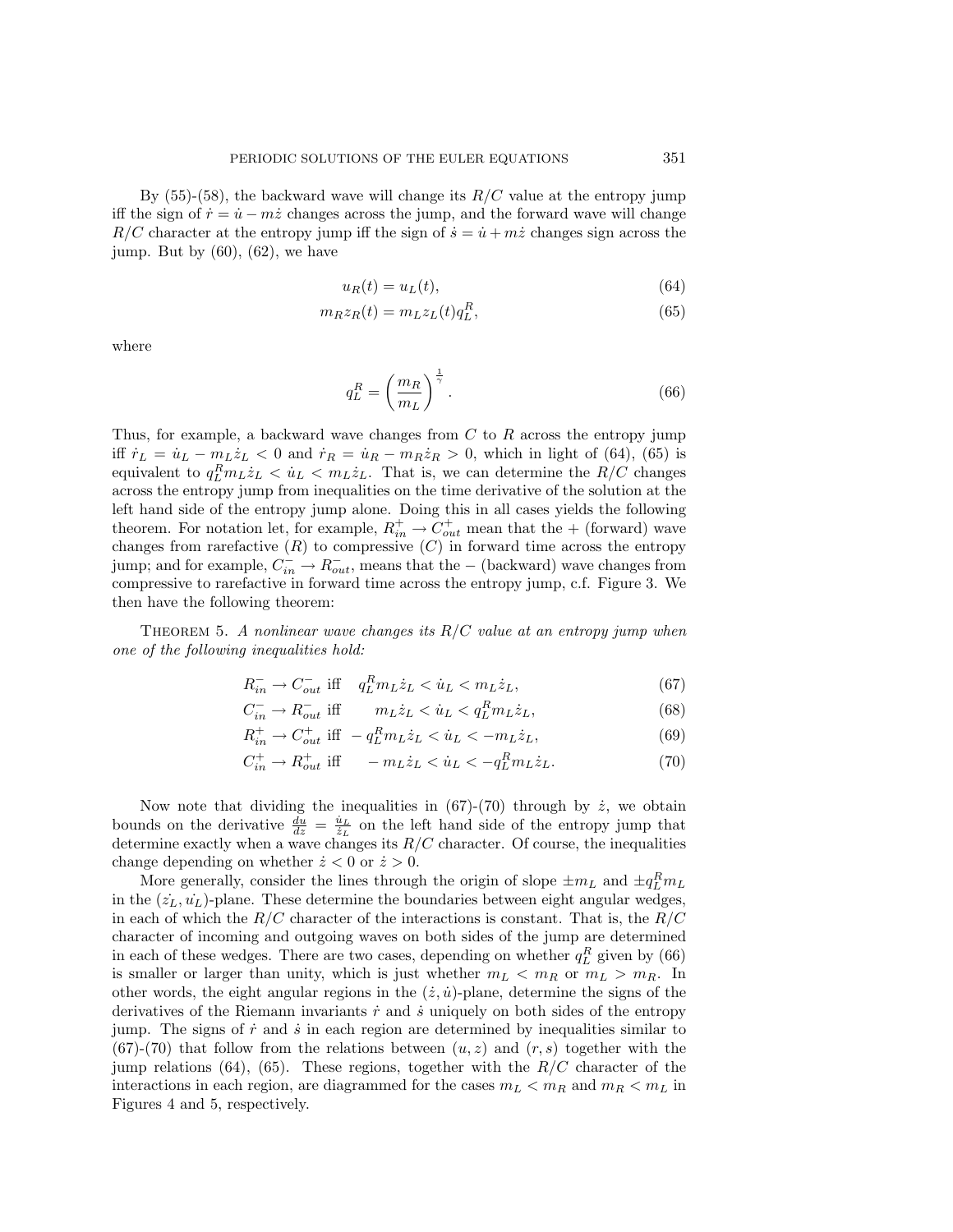By (55)-(58), the backward wave will change its $R/C$ value at the entropy jump iff the sign of $\dot{r} = \dot{u} - m\dot{z}$ changes across the jump, and the forward wave will change $R/C$ character at the entropy jump iff the sign of $\dot{s} = \dot{u} + m\dot{z}$ changes sign across the jump. But by (60), (62), we have

$$u_R(t) = u_L(t), \tag{64}$$

$$m_R z_R(t) = m_L z_L(t) q_L^R, \tag{65}$$

where

$$q_L^R = \left(\frac{m_R}{m_L}\right)^{\frac{1}{\gamma}}. \tag{66}$$

Thus, for example, a backward wave changes from $C$ to $R$ across the entropy jump iff $\dot{r}_L = \dot{u}_L - m_L\dot{z}_L < 0$ and $\dot{r}_R = \dot{u}_R - m_R\dot{z}_R > 0$, which in light of (64), (65) is equivalent to $q_L^R m_L \dot{z}_L < \dot{u}_L < m_L\dot{z}_L$. That is, we can determine the $R/C$ changes across the entropy jump from inequalities on the time derivative of the solution at the left hand side of the entropy jump alone. Doing this in all cases yields the following theorem. For notation let, for example, $R_{in}^+ \to C_{out}^+$ mean that the + (forward) wave changes from rarefactive ($R$) to compressive ($C$) in forward time across the entropy jump; and for example, $C_{in}^- \to R_{out}^-$, means that the − (backward) wave changes from compressive to rarefactive in forward time across the entropy jump, c.f. Figure 3. We then have the following theorem:

Theorem 5. *A nonlinear wave changes its $R/C$ value at an entropy jump when one of the following inequalities hold:*

$$R_{in}^- \to C_{out}^- \text{ iff } \quad q_L^R m_L \dot{z}_L < \dot{u}_L < m_L \dot{z}_L, \tag{67}$$

$$C_{in}^- \to R_{out}^- \text{ iff } \quad m_L \dot{z}_L < \dot{u}_L < q_L^R m_L \dot{z}_L, \tag{68}$$

$$R_{in}^+ \to C_{out}^+ \text{ iff } \; -q_L^R m_L \dot{z}_L < \dot{u}_L < -m_L \dot{z}_L, \tag{69}$$

$$C_{in}^+ \to R_{out}^+ \text{ iff } \quad -m_L \dot{z}_L < \dot{u}_L < -q_L^R m_L \dot{z}_L. \tag{70}$$

Now note that dividing the inequalities in (67)-(70) through by $\dot{z}$, we obtain bounds on the derivative $\frac{du}{dz} = \frac{\dot{u}_L}{\dot{z}_L}$ on the left hand side of the entropy jump that determine exactly when a wave changes its $R/C$ character. Of course, the inequalities change depending on whether $\dot{z} < 0$ or $\dot{z} > 0$.

More generally, consider the lines through the origin of slope $\pm m_L$ and $\pm q_L^R m_L$ in the $(\dot{z_L}, \dot{u_L})$-plane. These determine the boundaries between eight angular wedges, in each of which the $R/C$ character of the interactions is constant. That is, the $R/C$ character of incoming and outgoing waves on both sides of the jump are determined in each of these wedges. There are two cases, depending on whether $q_L^R$ given by (66) is smaller or larger than unity, which is just whether $m_L < m_R$ or $m_L > m_R$. In other words, the eight angular regions in the $(\dot{z}, \dot{u})$-plane, determine the signs of the derivatives of the Riemann invariants $\dot{r}$ and $\dot{s}$ uniquely on both sides of the entropy jump. The signs of $\dot{r}$ and $\dot{s}$ in each region are determined by inequalities similar to (67)-(70) that follow from the relations between $(u, z)$ and $(r, s)$ together with the jump relations (64), (65). These regions, together with the $R/C$ character of the interactions in each region, are diagrammed for the cases $m_L < m_R$ and $m_R < m_L$ in Figures 4 and 5, respectively.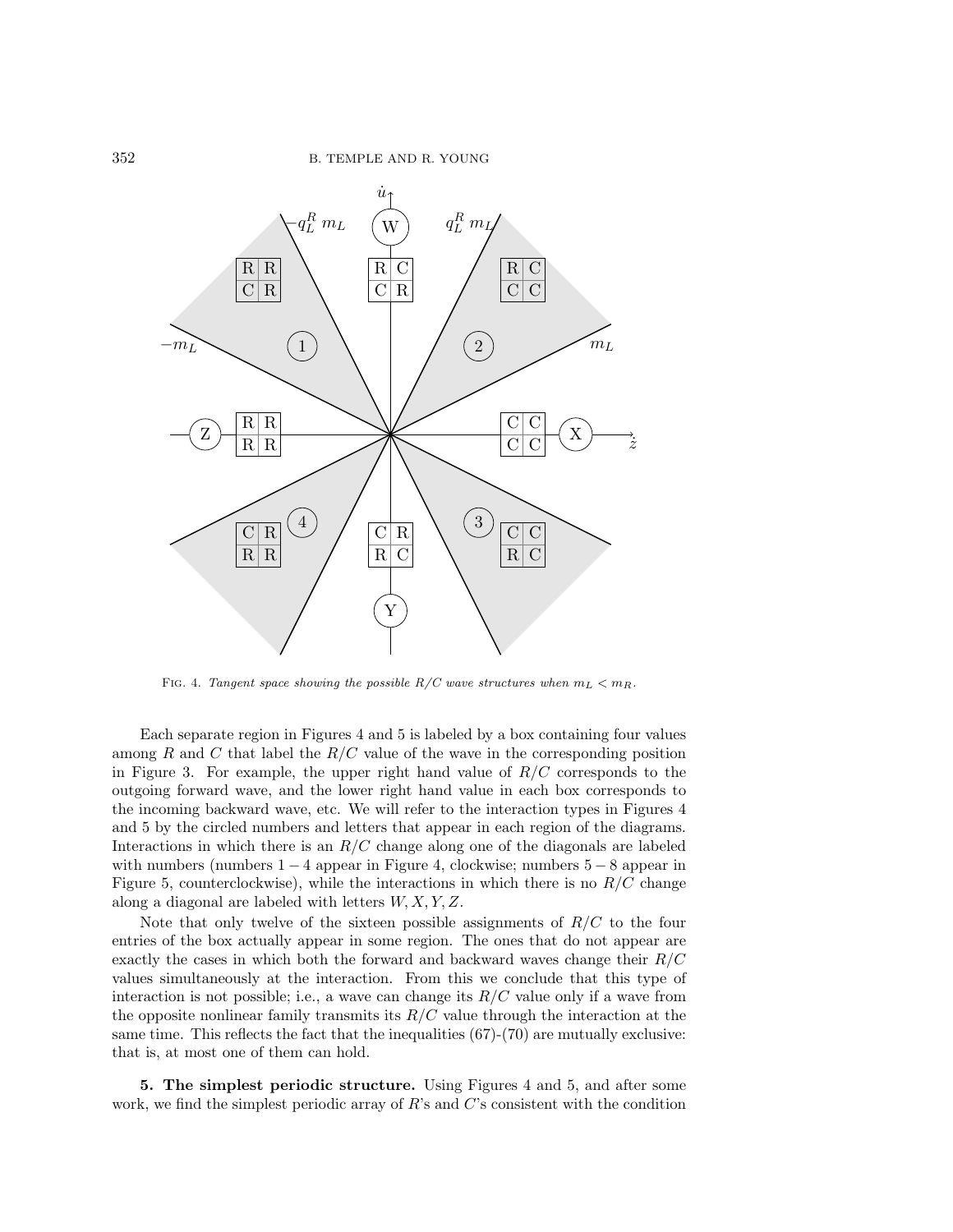Fig. 4. *Tangent space showing the possible R/C wave structures when $m_L < m_R$.*

Each separate region in Figures 4 and 5 is labeled by a box containing four values among $R$ and $C$ that label the $R/C$ value of the wave in the corresponding position in Figure 3. For example, the upper right hand value of $R/C$ corresponds to the outgoing forward wave, and the lower right hand value in each box corresponds to the incoming backward wave, etc. We will refer to the interaction types in Figures 4 and 5 by the circled numbers and letters that appear in each region of the diagrams. Interactions in which there is an $R/C$ change along one of the diagonals are labeled with numbers (numbers $1-4$ appear in Figure 4, clockwise; numbers $5-8$ appear in Figure 5, counterclockwise), while the interactions in which there is no $R/C$ change along a diagonal are labeled with letters $W, X, Y, Z$.

Note that only twelve of the sixteen possible assignments of $R/C$ to the four entries of the box actually appear in some region. The ones that do not appear are exactly the cases in which both the forward and backward waves change their $R/C$ values simultaneously at the interaction. From this we conclude that this type of interaction is not possible; i.e., a wave can change its $R/C$ value only if a wave from the opposite nonlinear family transmits its $R/C$ value through the interaction at the same time. This reflects the fact that the inequalities (67)-(70) are mutually exclusive: that is, at most one of them can hold.

**5. The simplest periodic structure.** Using Figures 4 and 5, and after some work, we find the simplest periodic array of $R$'s and $C$'s consistent with the condition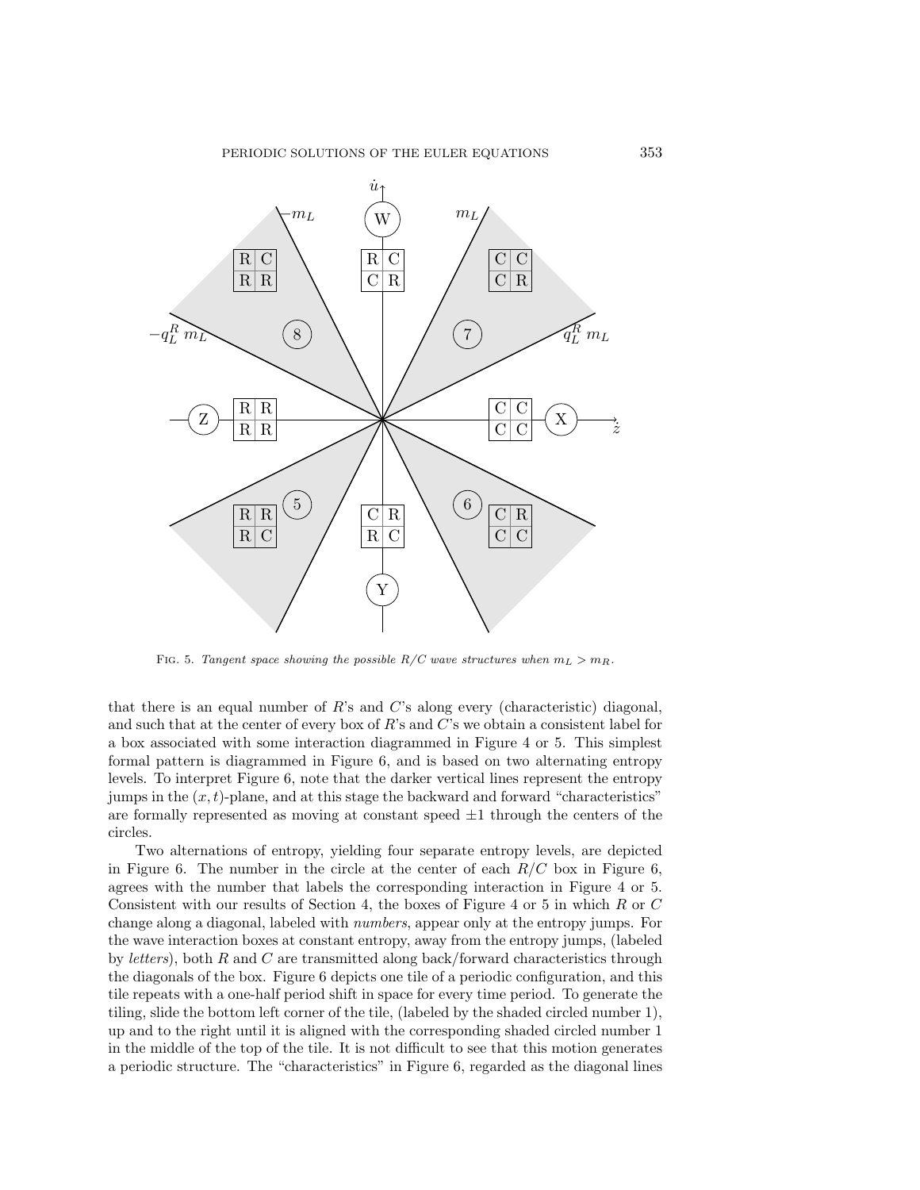FIG. 5. *Tangent space showing the possible R/C wave structures when $m_L > m_R$.*

that there is an equal number of $R$'s and $C$'s along every (characteristic) diagonal, and such that at the center of every box of $R$'s and $C$'s we obtain a consistent label for a box associated with some interaction diagrammed in Figure 4 or 5. This simplest formal pattern is diagrammed in Figure 6, and is based on two alternating entropy levels. To interpret Figure 6, note that the darker vertical lines represent the entropy jumps in the $(x, t)$-plane, and at this stage the backward and forward "characteristics" are formally represented as moving at constant speed $\pm 1$ through the centers of the circles.

Two alternations of entropy, yielding four separate entropy levels, are depicted in Figure 6. The number in the circle at the center of each $R/C$ box in Figure 6, agrees with the number that labels the corresponding interaction in Figure 4 or 5. Consistent with our results of Section 4, the boxes of Figure 4 or 5 in which $R$ or $C$ change along a diagonal, labeled with *numbers*, appear only at the entropy jumps. For the wave interaction boxes at constant entropy, away from the entropy jumps, (labeled by *letters*), both $R$ and $C$ are transmitted along back/forward characteristics through the diagonals of the box. Figure 6 depicts one tile of a periodic configuration, and this tile repeats with a one-half period shift in space for every time period. To generate the tiling, slide the bottom left corner of the tile, (labeled by the shaded circled number 1), up and to the right until it is aligned with the corresponding shaded circled number 1 in the middle of the top of the tile. It is not difficult to see that this motion generates a periodic structure. The "characteristics" in Figure 6, regarded as the diagonal lines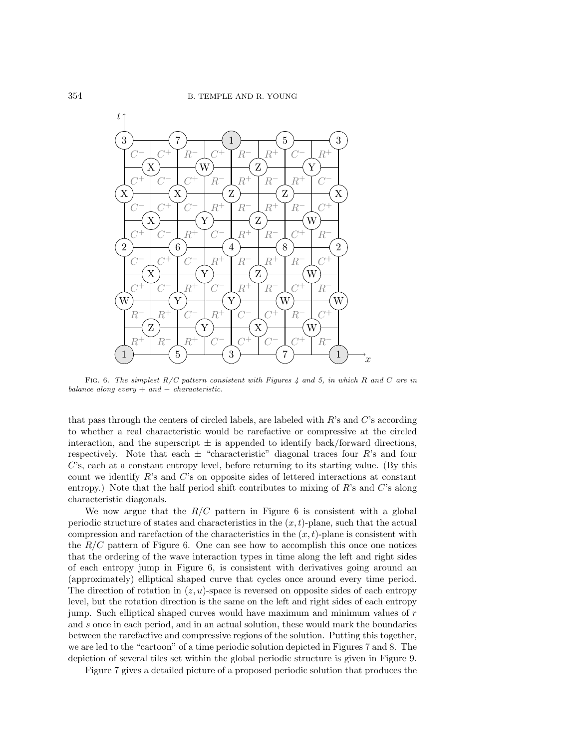FIG. 6. *The simplest R/C pattern consistent with Figures 4 and 5, in which R and C are in balance along every + and − characteristic.*

that pass through the centers of circled labels, are labeled with $R$'s and $C$'s according to whether a real characteristic would be rarefactive or compressive at the circled interaction, and the superscript $\pm$ is appended to identify back/forward directions, respectively. Note that each $\pm$ "characteristic" diagonal traces four $R$'s and four $C$'s, each at a constant entropy level, before returning to its starting value. (By this count we identify $R$'s and $C$'s on opposite sides of lettered interactions at constant entropy.) Note that the half period shift contributes to mixing of $R$'s and $C$'s along characteristic diagonals.

We now argue that the $R/C$ pattern in Figure 6 is consistent with a global periodic structure of states and characteristics in the $(x,t)$-plane, such that the actual compression and rarefaction of the characteristics in the $(x,t)$-plane is consistent with the $R/C$ pattern of Figure 6. One can see how to accomplish this once one notices that the ordering of the wave interaction types in time along the left and right sides of each entropy jump in Figure 6, is consistent with derivatives going around an (approximately) elliptical shaped curve that cycles once around every time period. The direction of rotation in $(z,u)$-space is reversed on opposite sides of each entropy level, but the rotation direction is the same on the left and right sides of each entropy jump. Such elliptical shaped curves would have maximum and minimum values of $r$ and $s$ once in each period, and in an actual solution, these would mark the boundaries between the rarefactive and compressive regions of the solution. Putting this together, we are led to the "cartoon" of a time periodic solution depicted in Figures 7 and 8. The depiction of several tiles set within the global periodic structure is given in Figure 9.

Figure 7 gives a detailed picture of a proposed periodic solution that produces the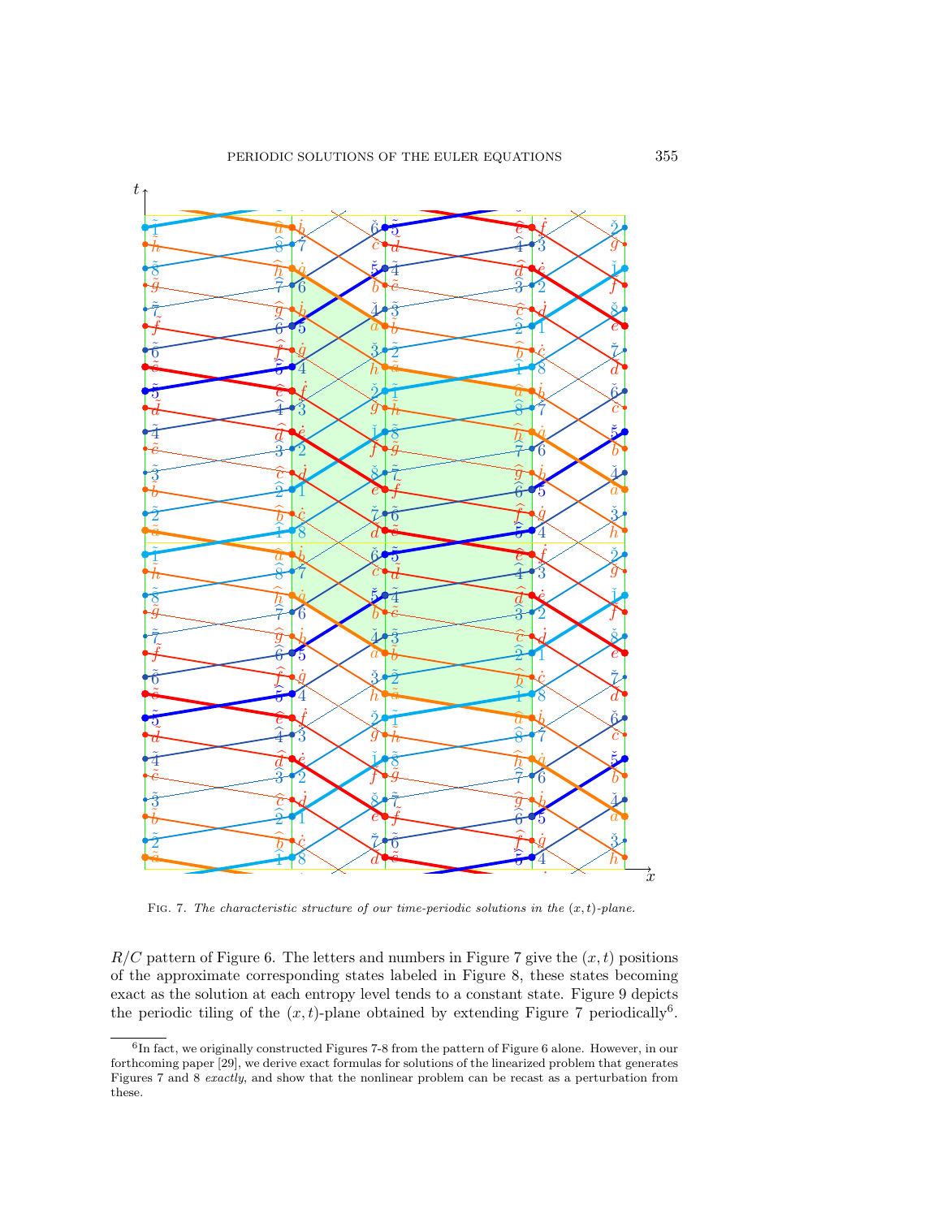Fig. 7. *The characteristic structure of our time-periodic solutions in the $(x, t)$-plane.*

$R/C$ pattern of Figure 6. The letters and numbers in Figure 7 give the $(x, t)$ positions of the approximate corresponding states labeled in Figure 8, these states becoming exact as the solution at each entropy level tends to a constant state. Figure 9 depicts the periodic tiling of the $(x, t)$-plane obtained by extending Figure 7 periodically[6].

---

[6]In fact, we originally constructed Figures 7-8 from the pattern of Figure 6 alone. However, in our forthcoming paper [29], we derive exact formulas for solutions of the linearized problem that generates Figures 7 and 8 *exactly*, and show that the nonlinear problem can be recast as a perturbation from these.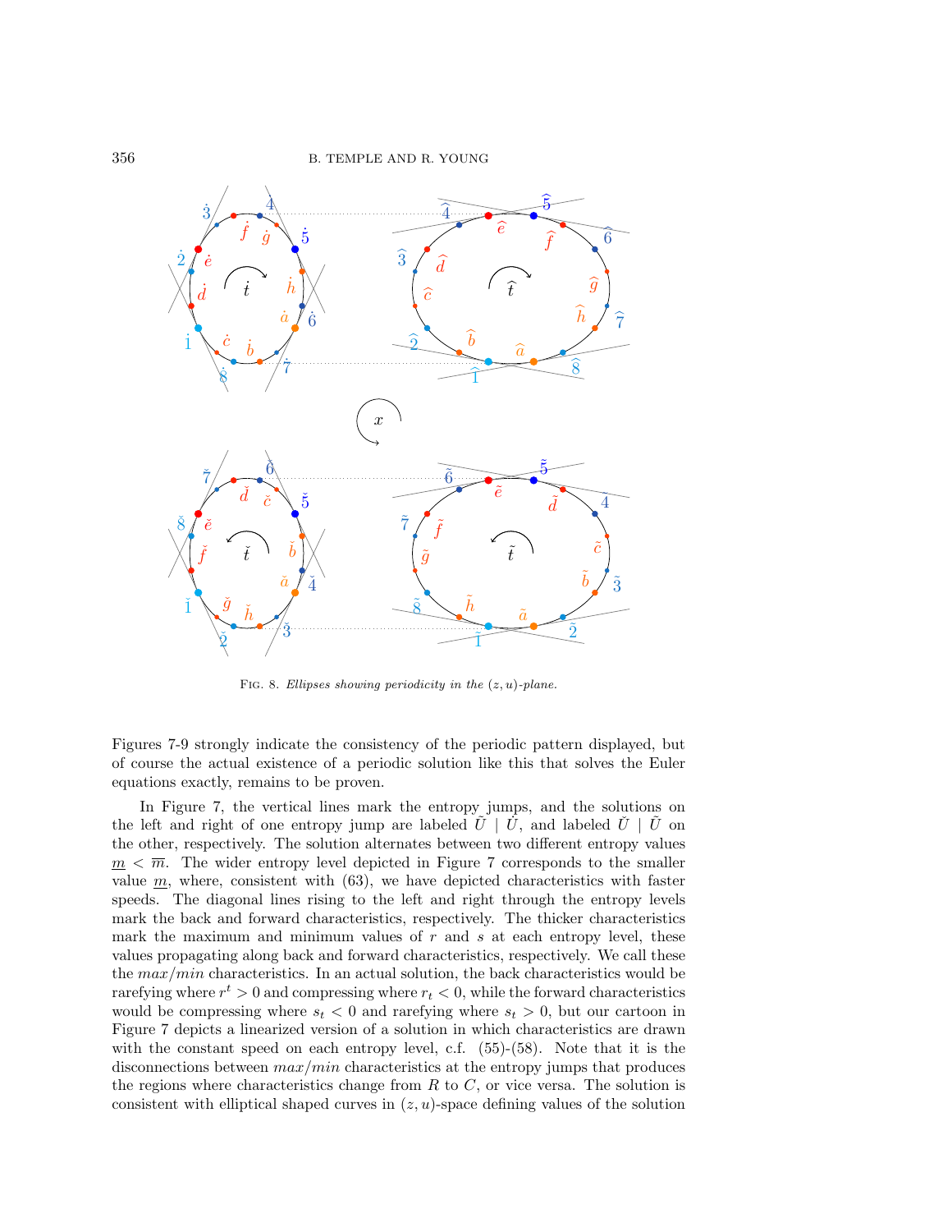Fig. 8. *Ellipses showing periodicity in the $(z, u)$-plane.*

Figures 7-9 strongly indicate the consistency of the periodic pattern displayed, but of course the actual existence of a periodic solution like this that solves the Euler equations exactly, remains to be proven.

In Figure 7, the vertical lines mark the entropy jumps, and the solutions on the left and right of one entropy jump are labeled $\tilde{U} \mid \dot{U}$, and labeled $\check{U} \mid \tilde{U}$ on the other, respectively. The solution alternates between two different entropy values $\underline{m} < \overline{m}$. The wider entropy level depicted in Figure 7 corresponds to the smaller value $\underline{m}$, where, consistent with (63), we have depicted characteristics with faster speeds. The diagonal lines rising to the left and right through the entropy levels mark the back and forward characteristics, respectively. The thicker characteristics mark the maximum and minimum values of $r$ and $s$ at each entropy level, these values propagating along back and forward characteristics, respectively. We call these the *max/min* characteristics. In an actual solution, the back characteristics would be rarefying where $r^t > 0$ and compressing where $r_t < 0$, while the forward characteristics would be compressing where $s_t < 0$ and rarefying where $s_t > 0$, but our cartoon in Figure 7 depicts a linearized version of a solution in which characteristics are drawn with the constant speed on each entropy level, c.f. (55)-(58). Note that it is the disconnections between *max/min* characteristics at the entropy jumps that produces the regions where characteristics change from $R$ to $C$, or vice versa. The solution is consistent with elliptical shaped curves in $(z, u)$-space defining values of the solution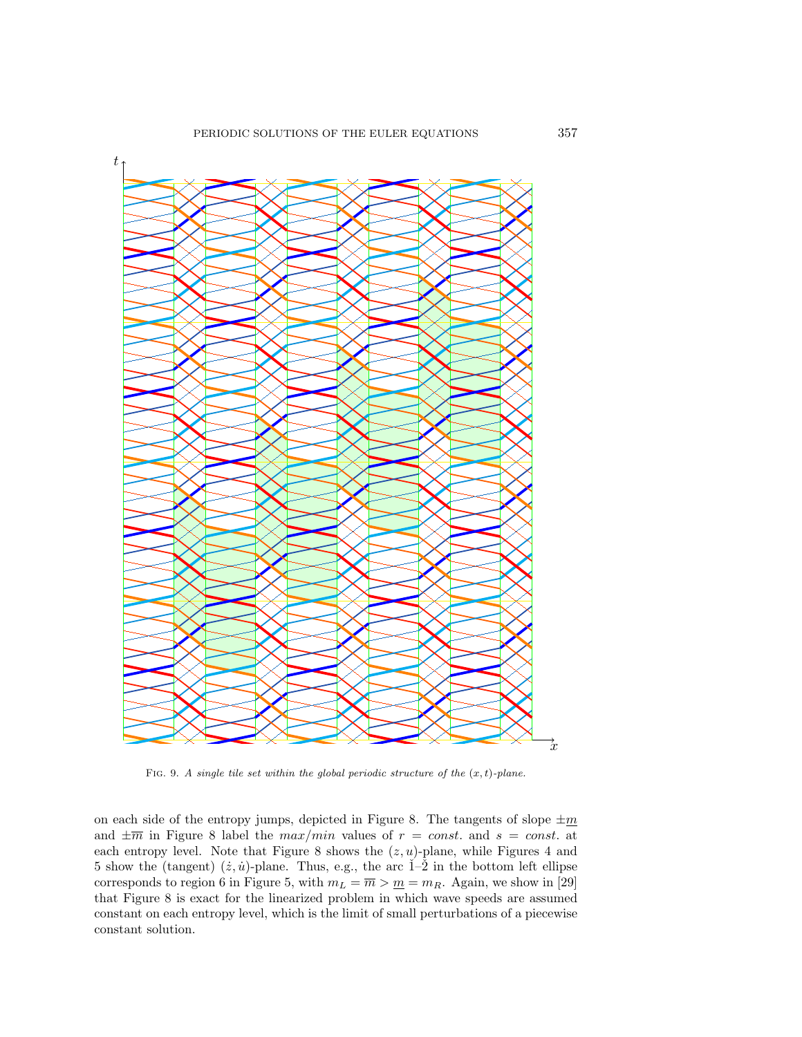Fig. 9. *A single tile set within the global periodic structure of the $(x,t)$-plane.*

on each side of the entropy jumps, depicted in Figure 8. The tangents of slope $\pm\underline{m}$ and $\pm\overline{m}$ in Figure 8 label the *max/min* values of $r = const.$ and $s = const.$ at each entropy level. Note that Figure 8 shows the $(z,u)$-plane, while Figures 4 and 5 show the (tangent) $(\dot{z},\dot{u})$-plane. Thus, e.g., the arc $\check{1}$–$\check{2}$ in the bottom left ellipse corresponds to region 6 in Figure 5, with $m_L = \overline{m} > \underline{m} = m_R$. Again, we show in [29] that Figure 8 is exact for the linearized problem in which wave speeds are assumed constant on each entropy level, which is the limit of small perturbations of a piecewise constant solution.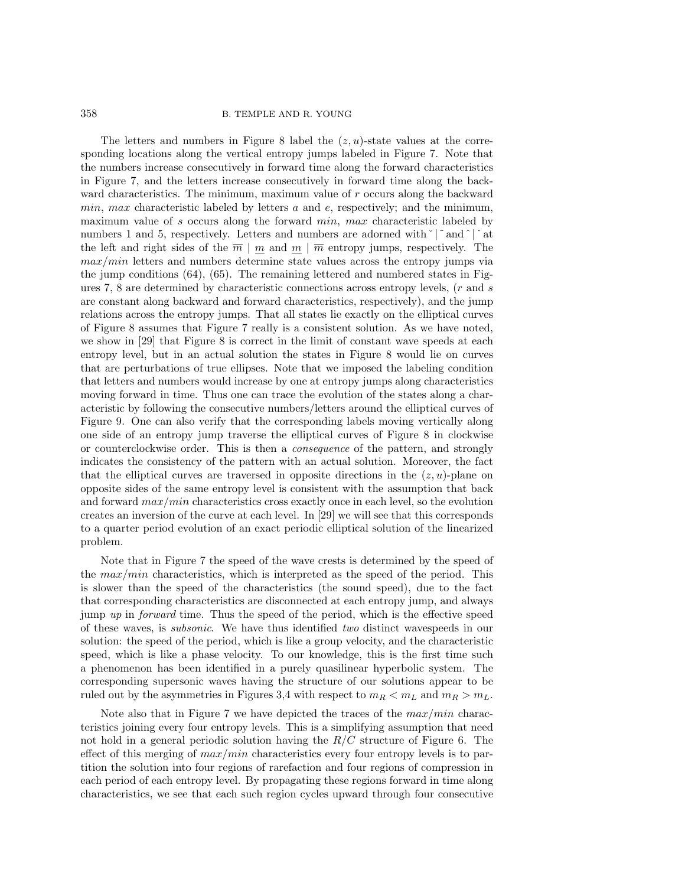The letters and numbers in Figure 8 label the $(z,u)$-state values at the corresponding locations along the vertical entropy jumps labeled in Figure 7. Note that the numbers increase consecutively in forward time along the forward characteristics in Figure 7, and the letters increase consecutively in forward time along the backward characteristics. The minimum, maximum value of $r$ occurs along the backward *min*, *max* characteristic labeled by letters $a$ and $e$, respectively; and the minimum, maximum value of $s$ occurs along the forward *min*, *max* characteristic labeled by numbers 1 and 5, respectively. Letters and numbers are adorned with $\breve{}\mid\tilde{}$ and $\hat{}\mid\dot{}$ at the left and right sides of the $\overline{m}\mid\underline{m}$ and $\underline{m}\mid\overline{m}$ entropy jumps, respectively. The *max*/*min* letters and numbers determine state values across the entropy jumps via the jump conditions (64), (65). The remaining lettered and numbered states in Figures 7, 8 are determined by characteristic connections across entropy levels, ($r$ and $s$ are constant along backward and forward characteristics, respectively), and the jump relations across the entropy jumps. That all states lie exactly on the elliptical curves of Figure 8 assumes that Figure 7 really is a consistent solution. As we have noted, we show in [29] that Figure 8 is correct in the limit of constant wave speeds at each entropy level, but in an actual solution the states in Figure 8 would lie on curves that are perturbations of true ellipses. Note that we imposed the labeling condition that letters and numbers would increase by one at entropy jumps along characteristics moving forward in time. Thus one can trace the evolution of the states along a characteristic by following the consecutive numbers/letters around the elliptical curves of Figure 9. One can also verify that the corresponding labels moving vertically along one side of an entropy jump traverse the elliptical curves of Figure 8 in clockwise or counterclockwise order. This is then a *consequence* of the pattern, and strongly indicates the consistency of the pattern with an actual solution. Moreover, the fact that the elliptical curves are traversed in opposite directions in the $(z,u)$-plane on opposite sides of the same entropy level is consistent with the assumption that back and forward *max*/*min* characteristics cross exactly once in each level, so the evolution creates an inversion of the curve at each level. In [29] we will see that this corresponds to a quarter period evolution of an exact periodic elliptical solution of the linearized problem.

Note that in Figure 7 the speed of the wave crests is determined by the speed of the *max*/*min* characteristics, which is interpreted as the speed of the period. This is slower than the speed of the characteristics (the sound speed), due to the fact that corresponding characteristics are disconnected at each entropy jump, and always jump *up* in *forward* time. Thus the speed of the period, which is the effective speed of these waves, is *subsonic*. We have thus identified *two* distinct wavespeeds in our solution: the speed of the period, which is like a group velocity, and the characteristic speed, which is like a phase velocity. To our knowledge, this is the first time such a phenomenon has been identified in a purely quasilinear hyperbolic system. The corresponding supersonic waves having the structure of our solutions appear to be ruled out by the asymmetries in Figures 3,4 with respect to $m_R < m_L$ and $m_R > m_L$.

Note also that in Figure 7 we have depicted the traces of the *max*/*min* characteristics joining every four entropy levels. This is a simplifying assumption that need not hold in a general periodic solution having the $R/C$ structure of Figure 6. The effect of this merging of *max*/*min* characteristics every four entropy levels is to partition the solution into four regions of rarefaction and four regions of compression in each period of each entropy level. By propagating these regions forward in time along characteristics, we see that each such region cycles upward through four consecutive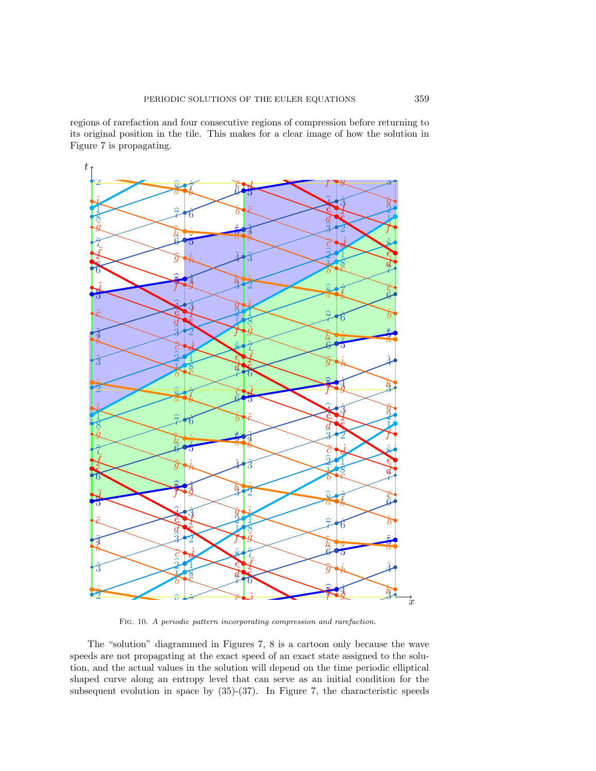regions of rarefaction and four consecutive regions of compression before returning to its original position in the tile. This makes for a clear image of how the solution in Figure 7 is propagating.

Fig. 10. *A periodic pattern incorporating compression and rarefaction.*

The "solution" diagrammed in Figures 7, 8 is a cartoon only because the wave speeds are not propagating at the exact speed of an exact state assigned to the solution, and the actual values in the solution will depend on the time periodic elliptical shaped curve along an entropy level that can serve as an initial condition for the subsequent evolution in space by (35)-(37). In Figure 7, the characteristic speeds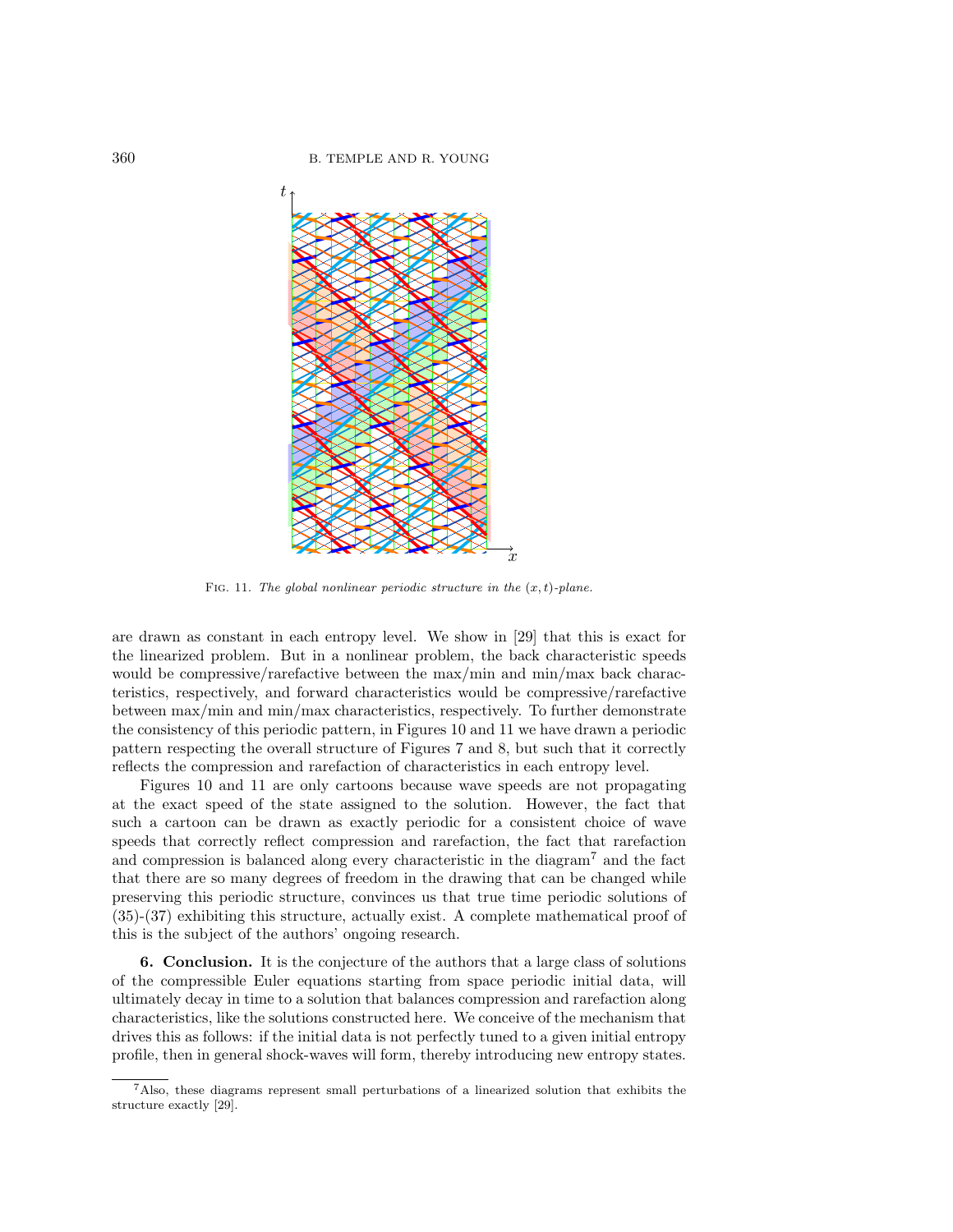FIG. 11. *The global nonlinear periodic structure in the* $(x,t)$*-plane.*

are drawn as constant in each entropy level. We show in [29] that this is exact for the linearized problem. But in a nonlinear problem, the back characteristic speeds would be compressive/rarefactive between the max/min and min/max back characteristics, respectively, and forward characteristics would be compressive/rarefactive between max/min and min/max characteristics, respectively. To further demonstrate the consistency of this periodic pattern, in Figures 10 and 11 we have drawn a periodic pattern respecting the overall structure of Figures 7 and 8, but such that it correctly reflects the compression and rarefaction of characteristics in each entropy level.

Figures 10 and 11 are only cartoons because wave speeds are not propagating at the exact speed of the state assigned to the solution. However, the fact that such a cartoon can be drawn as exactly periodic for a consistent choice of wave speeds that correctly reflect compression and rarefaction, the fact that rarefaction and compression is balanced along every characteristic in the diagram[7] and the fact that there are so many degrees of freedom in the drawing that can be changed while preserving this periodic structure, convinces us that true time periodic solutions of (35)-(37) exhibiting this structure, actually exist. A complete mathematical proof of this is the subject of the authors' ongoing research.

**6. Conclusion.** It is the conjecture of the authors that a large class of solutions of the compressible Euler equations starting from space periodic initial data, will ultimately decay in time to a solution that balances compression and rarefaction along characteristics, like the solutions constructed here. We conceive of the mechanism that drives this as follows: if the initial data is not perfectly tuned to a given initial entropy profile, then in general shock-waves will form, thereby introducing new entropy states.

---

[7] Also, these diagrams represent small perturbations of a linearized solution that exhibits the structure exactly [29].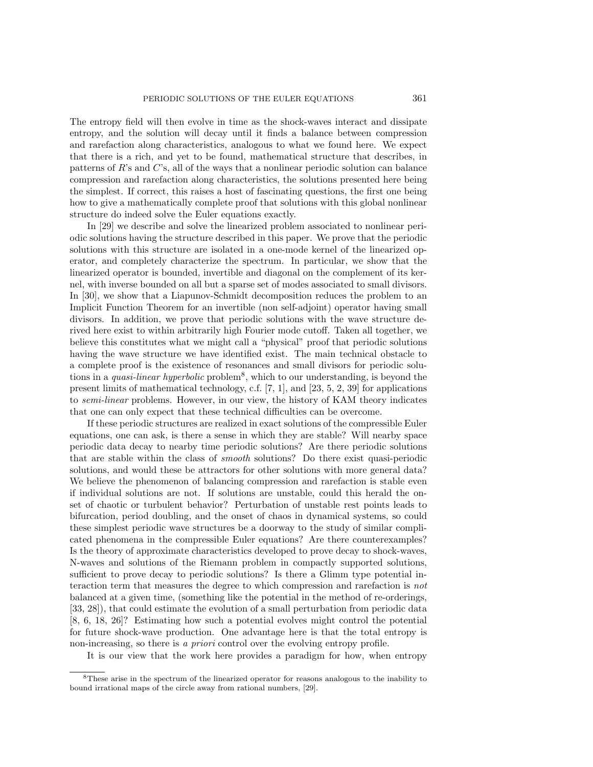The entropy field will then evolve in time as the shock-waves interact and dissipate entropy, and the solution will decay until it finds a balance between compression and rarefaction along characteristics, analogous to what we found here. We expect that there is a rich, and yet to be found, mathematical structure that describes, in patterns of $R$'s and $C$'s, all of the ways that a nonlinear periodic solution can balance compression and rarefaction along characteristics, the solutions presented here being the simplest. If correct, this raises a host of fascinating questions, the first one being how to give a mathematically complete proof that solutions with this global nonlinear structure do indeed solve the Euler equations exactly.

In [29] we describe and solve the linearized problem associated to nonlinear periodic solutions having the structure described in this paper. We prove that the periodic solutions with this structure are isolated in a one-mode kernel of the linearized operator, and completely characterize the spectrum. In particular, we show that the linearized operator is bounded, invertible and diagonal on the complement of its kernel, with inverse bounded on all but a sparse set of modes associated to small divisors. In [30], we show that a Liapunov-Schmidt decomposition reduces the problem to an Implicit Function Theorem for an invertible (non self-adjoint) operator having small divisors. In addition, we prove that periodic solutions with the wave structure derived here exist to within arbitrarily high Fourier mode cutoff. Taken all together, we believe this constitutes what we might call a "physical" proof that periodic solutions having the wave structure we have identified exist. The main technical obstacle to a complete proof is the existence of resonances and small divisors for periodic solutions in a *quasi-linear hyperbolic* problem[8], which to our understanding, is beyond the present limits of mathematical technology, c.f. [7, 1], and [23, 5, 2, 39] for applications to *semi-linear* problems. However, in our view, the history of KAM theory indicates that one can only expect that these technical difficulties can be overcome.

If these periodic structures are realized in exact solutions of the compressible Euler equations, one can ask, is there a sense in which they are stable? Will nearby space periodic data decay to nearby time periodic solutions? Are there periodic solutions that are stable within the class of *smooth* solutions? Do there exist quasi-periodic solutions, and would these be attractors for other solutions with more general data? We believe the phenomenon of balancing compression and rarefaction is stable even if individual solutions are not. If solutions are unstable, could this herald the onset of chaotic or turbulent behavior? Perturbation of unstable rest points leads to bifurcation, period doubling, and the onset of chaos in dynamical systems, so could these simplest periodic wave structures be a doorway to the study of similar complicated phenomena in the compressible Euler equations? Are there counterexamples? Is the theory of approximate characteristics developed to prove decay to shock-waves, N-waves and solutions of the Riemann problem in compactly supported solutions, sufficient to prove decay to periodic solutions? Is there a Glimm type potential interaction term that measures the degree to which compression and rarefaction is *not* balanced at a given time, (something like the potential in the method of re-orderings, [33, 28]), that could estimate the evolution of a small perturbation from periodic data [8, 6, 18, 26]? Estimating how such a potential evolves might control the potential for future shock-wave production. One advantage here is that the total entropy is non-increasing, so there is *a priori* control over the evolving entropy profile.

It is our view that the work here provides a paradigm for how, when entropy

---

[8] These arise in the spectrum of the linearized operator for reasons analogous to the inability to bound irrational maps of the circle away from rational numbers, [29].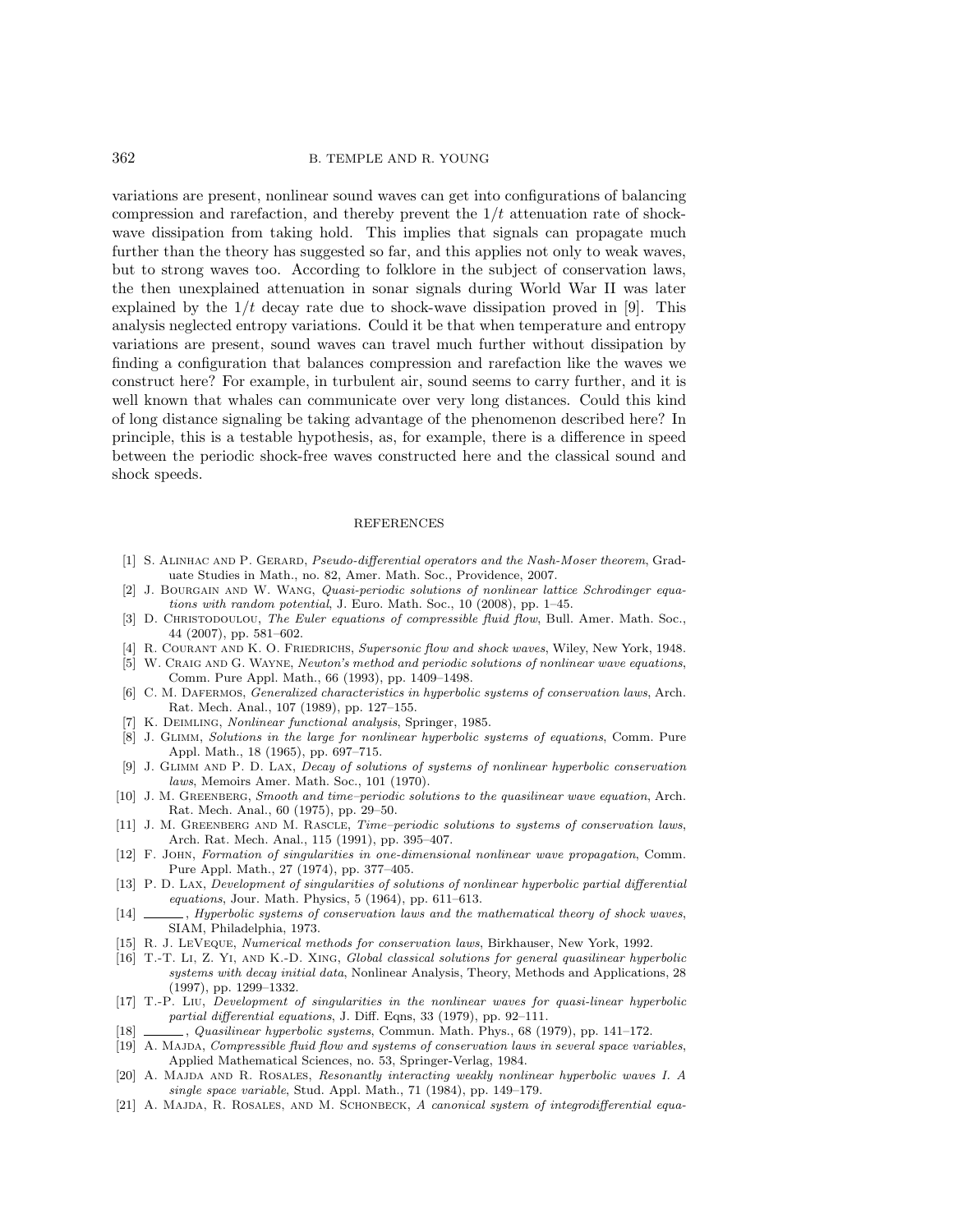variations are present, nonlinear sound waves can get into configurations of balancing compression and rarefaction, and thereby prevent the $1/t$ attenuation rate of shock-wave dissipation from taking hold. This implies that signals can propagate much further than the theory has suggested so far, and this applies not only to weak waves, but to strong waves too. According to folklore in the subject of conservation laws, the then unexplained attenuation in sonar signals during World War II was later explained by the $1/t$ decay rate due to shock-wave dissipation proved in [9]. This analysis neglected entropy variations. Could it be that when temperature and entropy variations are present, sound waves can travel much further without dissipation by finding a configuration that balances compression and rarefaction like the waves we construct here? For example, in turbulent air, sound seems to carry further, and it is well known that whales can communicate over very long distances. Could this kind of long distance signaling be taking advantage of the phenomenon described here? In principle, this is a testable hypothesis, as, for example, there is a difference in speed between the periodic shock-free waves constructed here and the classical sound and shock speeds.

## REFERENCES

[1] S. Alinhac and P. Gerard, *Pseudo-differential operators and the Nash-Moser theorem*, Graduate Studies in Math., no. 82, Amer. Math. Soc., Providence, 2007.

[2] J. Bourgain and W. Wang, *Quasi-periodic solutions of nonlinear lattice Schrodinger equations with random potential*, J. Euro. Math. Soc., 10 (2008), pp. 1–45.

[3] D. Christodoulou, *The Euler equations of compressible fluid flow*, Bull. Amer. Math. Soc., 44 (2007), pp. 581–602.

[4] R. Courant and K. O. Friedrichs, *Supersonic flow and shock waves*, Wiley, New York, 1948.

[5] W. Craig and G. Wayne, *Newton's method and periodic solutions of nonlinear wave equations*, Comm. Pure Appl. Math., 66 (1993), pp. 1409–1498.

[6] C. M. Dafermos, *Generalized characteristics in hyperbolic systems of conservation laws*, Arch. Rat. Mech. Anal., 107 (1989), pp. 127–155.

[7] K. Deimling, *Nonlinear functional analysis*, Springer, 1985.

[8] J. Glimm, *Solutions in the large for nonlinear hyperbolic systems of equations*, Comm. Pure Appl. Math., 18 (1965), pp. 697–715.

[9] J. Glimm and P. D. Lax, *Decay of solutions of systems of nonlinear hyperbolic conservation laws*, Memoirs Amer. Math. Soc., 101 (1970).

[10] J. M. Greenberg, *Smooth and time–periodic solutions to the quasilinear wave equation*, Arch. Rat. Mech. Anal., 60 (1975), pp. 29–50.

[11] J. M. Greenberg and M. Rascle, *Time–periodic solutions to systems of conservation laws*, Arch. Rat. Mech. Anal., 115 (1991), pp. 395–407.

[12] F. John, *Formation of singularities in one-dimensional nonlinear wave propagation*, Comm. Pure Appl. Math., 27 (1974), pp. 377–405.

[13] P. D. Lax, *Development of singularities of solutions of nonlinear hyperbolic partial differential equations*, Jour. Math. Physics, 5 (1964), pp. 611–613.

[14] ______, *Hyperbolic systems of conservation laws and the mathematical theory of shock waves*, SIAM, Philadelphia, 1973.

[15] R. J. LeVeque, *Numerical methods for conservation laws*, Birkhauser, New York, 1992.

[16] T.-T. Li, Z. Yi, and K.-D. Xing, *Global classical solutions for general quasilinear hyperbolic systems with decay initial data*, Nonlinear Analysis, Theory, Methods and Applications, 28 (1997), pp. 1299–1332.

[17] T.-P. Liu, *Development of singularities in the nonlinear waves for quasi-linear hyperbolic partial differential equations*, J. Diff. Eqns, 33 (1979), pp. 92–111.

[18] ______, *Quasilinear hyperbolic systems*, Commun. Math. Phys., 68 (1979), pp. 141–172.

[19] A. Majda, *Compressible fluid flow and systems of conservation laws in several space variables*, Applied Mathematical Sciences, no. 53, Springer-Verlag, 1984.

[20] A. Majda and R. Rosales, *Resonantly interacting weakly nonlinear hyperbolic waves I. A single space variable*, Stud. Appl. Math., 71 (1984), pp. 149–179.

[21] A. Majda, R. Rosales, and M. Schonbeck, *A canonical system of integrodifferential equa-*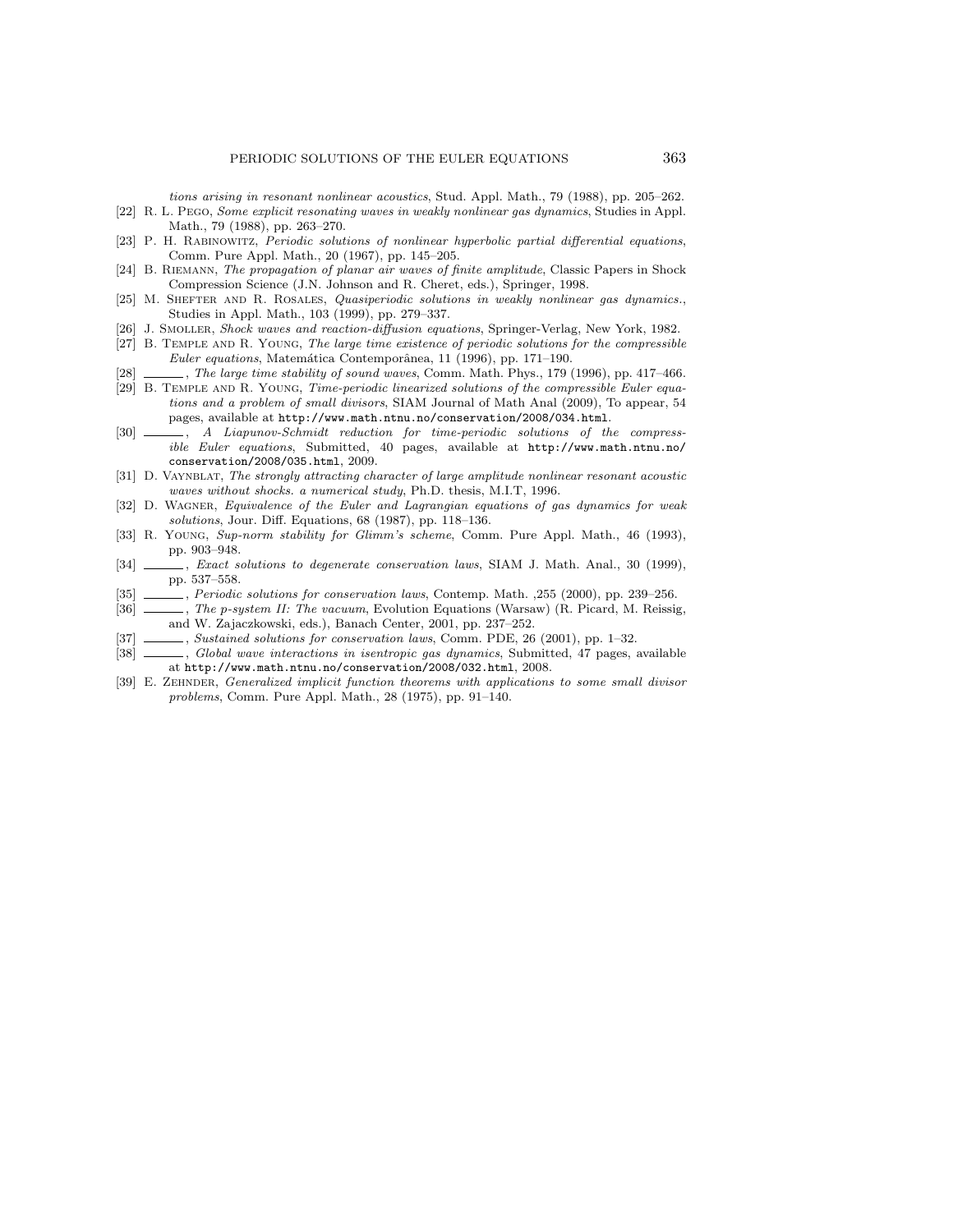*tions arising in resonant nonlinear acoustics*, Stud. Appl. Math., 79 (1988), pp. 205–262.

[22] R. L. Pego, *Some explicit resonating waves in weakly nonlinear gas dynamics*, Studies in Appl. Math., 79 (1988), pp. 263–270.

[23] P. H. Rabinowitz, *Periodic solutions of nonlinear hyperbolic partial differential equations*, Comm. Pure Appl. Math., 20 (1967), pp. 145–205.

[24] B. Riemann, *The propagation of planar air waves of finite amplitude*, Classic Papers in Shock Compression Science (J.N. Johnson and R. Cheret, eds.), Springer, 1998.

[25] M. Shefter and R. Rosales, *Quasiperiodic solutions in weakly nonlinear gas dynamics.*, Studies in Appl. Math., 103 (1999), pp. 279–337.

[26] J. Smoller, *Shock waves and reaction-diffusion equations*, Springer-Verlag, New York, 1982.

[27] B. Temple and R. Young, *The large time existence of periodic solutions for the compressible Euler equations*, Matemática Contemporânea, 11 (1996), pp. 171–190.

[28] ______, *The large time stability of sound waves*, Comm. Math. Phys., 179 (1996), pp. 417–466.

[29] B. Temple and R. Young, *Time-periodic linearized solutions of the compressible Euler equations and a problem of small divisors*, SIAM Journal of Math Anal (2009), To appear, 54 pages, available at http://www.math.ntnu.no/conservation/2008/034.html.

[30] ______, *A Liapunov-Schmidt reduction for time-periodic solutions of the compressible Euler equations*, Submitted, 40 pages, available at http://www.math.ntnu.no/conservation/2008/035.html, 2009.

[31] D. Vaynblat, *The strongly attracting character of large amplitude nonlinear resonant acoustic waves without shocks. a numerical study*, Ph.D. thesis, M.I.T, 1996.

[32] D. Wagner, *Equivalence of the Euler and Lagrangian equations of gas dynamics for weak solutions*, Jour. Diff. Equations, 68 (1987), pp. 118–136.

[33] R. Young, *Sup-norm stability for Glimm's scheme*, Comm. Pure Appl. Math., 46 (1993), pp. 903–948.

[34] ______, *Exact solutions to degenerate conservation laws*, SIAM J. Math. Anal., 30 (1999), pp. 537–558.

[35] ______, *Periodic solutions for conservation laws*, Contemp. Math. ,255 (2000), pp. 239–256.

[36] ______, *The p-system II: The vacuum*, Evolution Equations (Warsaw) (R. Picard, M. Reissig, and W. Zajaczkowski, eds.), Banach Center, 2001, pp. 237–252.

[37] ______, *Sustained solutions for conservation laws*, Comm. PDE, 26 (2001), pp. 1–32.

[38] ______, *Global wave interactions in isentropic gas dynamics*, Submitted, 47 pages, available at http://www.math.ntnu.no/conservation/2008/032.html, 2008.

[39] E. Zehnder, *Generalized implicit function theorems with applications to some small divisor problems*, Comm. Pure Appl. Math., 28 (1975), pp. 91–140.